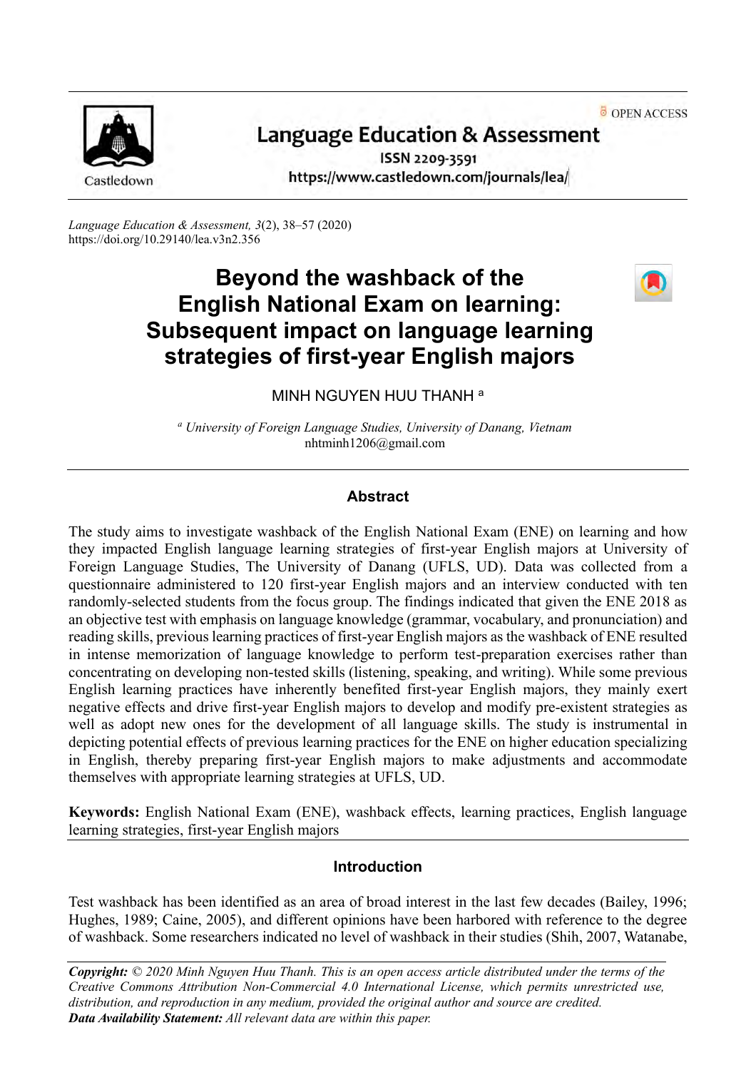Language Education & Assessment

ISSN 2209-3591

https://www.castledown.com/journals/lea/

*Language Education & Assessment, 3*(2), 38–57 (2020)
https://doi.org/10.29140/lea.v3n2.356

# Beyond the washback of the English National Exam on learning: Subsequent impact on language learning strategies of first-year English majors

MINH NGUYEN HUU THANH [a]

[a] *University of Foreign Language Studies, University of Danang, Vietnam*
nhtminh1206@gmail.com

## Abstract

The study aims to investigate washback of the English National Exam (ENE) on learning and how they impacted English language learning strategies of first-year English majors at University of Foreign Language Studies, The University of Danang (UFLS, UD). Data was collected from a questionnaire administered to 120 first-year English majors and an interview conducted with ten randomly-selected students from the focus group. The findings indicated that given the ENE 2018 as an objective test with emphasis on language knowledge (grammar, vocabulary, and pronunciation) and reading skills, previous learning practices of first-year English majors as the washback of ENE resulted in intense memorization of language knowledge to perform test-preparation exercises rather than concentrating on developing non-tested skills (listening, speaking, and writing). While some previous English learning practices have inherently benefited first-year English majors, they mainly exert negative effects and drive first-year English majors to develop and modify pre-existent strategies as well as adopt new ones for the development of all language skills. The study is instrumental in depicting potential effects of previous learning practices for the ENE on higher education specializing in English, thereby preparing first-year English majors to make adjustments and accommodate themselves with appropriate learning strategies at UFLS, UD.

**Keywords:** English National Exam (ENE), washback effects, learning practices, English language learning strategies, first-year English majors

## Introduction

Test washback has been identified as an area of broad interest in the last few decades (Bailey, 1996; Hughes, 1989; Caine, 2005), and different opinions have been harbored with reference to the degree of washback. Some researchers indicated no level of washback in their studies (Shih, 2007, Watanabe,

***Copyright:*** *© 2020 Minh Nguyen Huu Thanh. This is an open access article distributed under the terms of the Creative Commons Attribution Non-Commercial 4.0 International License, which permits unrestricted use, distribution, and reproduction in any medium, provided the original author and source are credited.*
***Data Availability Statement:*** *All relevant data are within this paper.*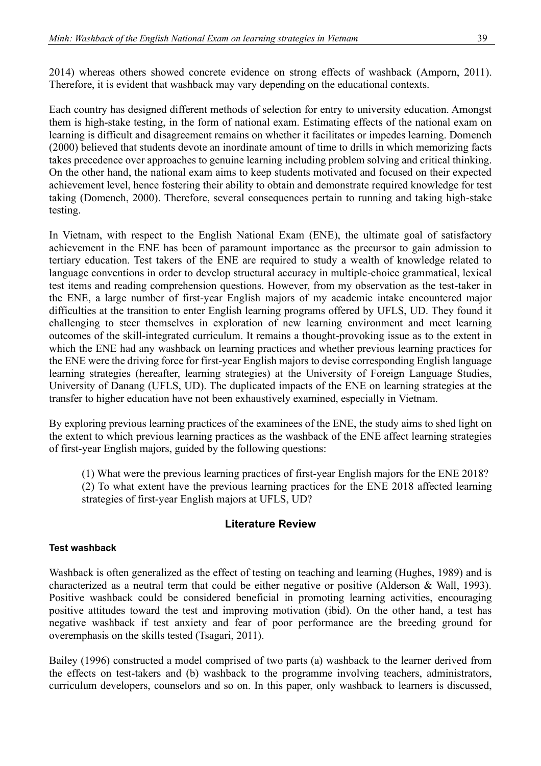2014) whereas others showed concrete evidence on strong effects of washback (Amporn, 2011). Therefore, it is evident that washback may vary depending on the educational contexts.

Each country has designed different methods of selection for entry to university education. Amongst them is high-stake testing, in the form of national exam. Estimating effects of the national exam on learning is difficult and disagreement remains on whether it facilitates or impedes learning. Domench (2000) believed that students devote an inordinate amount of time to drills in which memorizing facts takes precedence over approaches to genuine learning including problem solving and critical thinking. On the other hand, the national exam aims to keep students motivated and focused on their expected achievement level, hence fostering their ability to obtain and demonstrate required knowledge for test taking (Domench, 2000). Therefore, several consequences pertain to running and taking high-stake testing.

In Vietnam, with respect to the English National Exam (ENE), the ultimate goal of satisfactory achievement in the ENE has been of paramount importance as the precursor to gain admission to tertiary education. Test takers of the ENE are required to study a wealth of knowledge related to language conventions in order to develop structural accuracy in multiple-choice grammatical, lexical test items and reading comprehension questions. However, from my observation as the test-taker in the ENE, a large number of first-year English majors of my academic intake encountered major difficulties at the transition to enter English learning programs offered by UFLS, UD. They found it challenging to steer themselves in exploration of new learning environment and meet learning outcomes of the skill-integrated curriculum. It remains a thought-provoking issue as to the extent in which the ENE had any washback on learning practices and whether previous learning practices for the ENE were the driving force for first-year English majors to devise corresponding English language learning strategies (hereafter, learning strategies) at the University of Foreign Language Studies, University of Danang (UFLS, UD). The duplicated impacts of the ENE on learning strategies at the transfer to higher education have not been exhaustively examined, especially in Vietnam.

By exploring previous learning practices of the examinees of the ENE, the study aims to shed light on the extent to which previous learning practices as the washback of the ENE affect learning strategies of first-year English majors, guided by the following questions:

(1) What were the previous learning practices of first-year English majors for the ENE 2018?
(2) To what extent have the previous learning practices for the ENE 2018 affected learning strategies of first-year English majors at UFLS, UD?

## Literature Review

### Test washback

Washback is often generalized as the effect of testing on teaching and learning (Hughes, 1989) and is characterized as a neutral term that could be either negative or positive (Alderson & Wall, 1993). Positive washback could be considered beneficial in promoting learning activities, encouraging positive attitudes toward the test and improving motivation (ibid). On the other hand, a test has negative washback if test anxiety and fear of poor performance are the breeding ground for overemphasis on the skills tested (Tsagari, 2011).

Bailey (1996) constructed a model comprised of two parts (a) washback to the learner derived from the effects on test-takers and (b) washback to the programme involving teachers, administrators, curriculum developers, counselors and so on. In this paper, only washback to learners is discussed,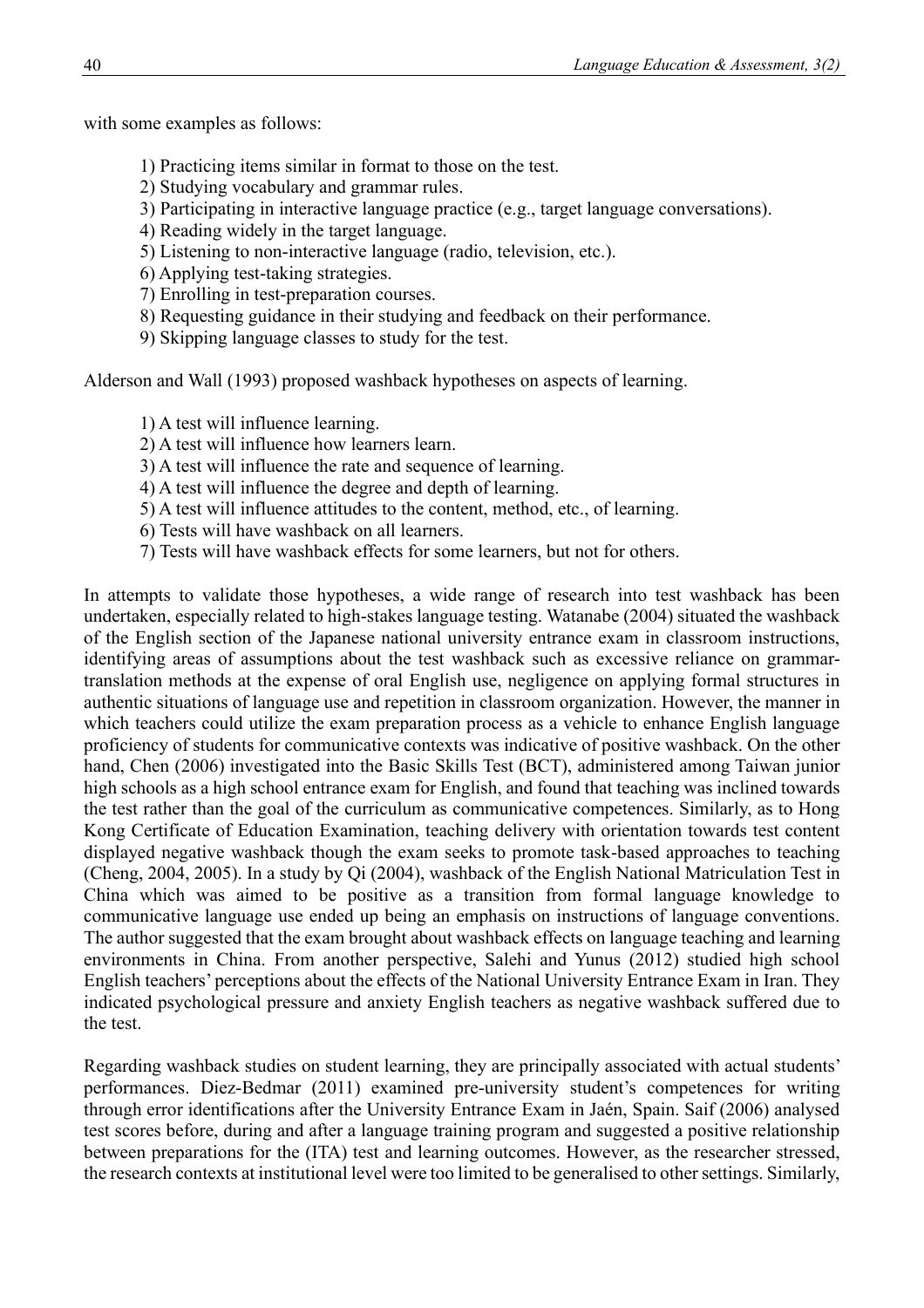with some examples as follows:

1) Practicing items similar in format to those on the test.
2) Studying vocabulary and grammar rules.
3) Participating in interactive language practice (e.g., target language conversations).
4) Reading widely in the target language.
5) Listening to non-interactive language (radio, television, etc.).
6) Applying test-taking strategies.
7) Enrolling in test-preparation courses.
8) Requesting guidance in their studying and feedback on their performance.
9) Skipping language classes to study for the test.

Alderson and Wall (1993) proposed washback hypotheses on aspects of learning.

1) A test will influence learning.
2) A test will influence how learners learn.
3) A test will influence the rate and sequence of learning.
4) A test will influence the degree and depth of learning.
5) A test will influence attitudes to the content, method, etc., of learning.
6) Tests will have washback on all learners.
7) Tests will have washback effects for some learners, but not for others.

In attempts to validate those hypotheses, a wide range of research into test washback has been undertaken, especially related to high-stakes language testing. Watanabe (2004) situated the washback of the English section of the Japanese national university entrance exam in classroom instructions, identifying areas of assumptions about the test washback such as excessive reliance on grammar-translation methods at the expense of oral English use, negligence on applying formal structures in authentic situations of language use and repetition in classroom organization. However, the manner in which teachers could utilize the exam preparation process as a vehicle to enhance English language proficiency of students for communicative contexts was indicative of positive washback. On the other hand, Chen (2006) investigated into the Basic Skills Test (BCT), administered among Taiwan junior high schools as a high school entrance exam for English, and found that teaching was inclined towards the test rather than the goal of the curriculum as communicative competences. Similarly, as to Hong Kong Certificate of Education Examination, teaching delivery with orientation towards test content displayed negative washback though the exam seeks to promote task-based approaches to teaching (Cheng, 2004, 2005). In a study by Qi (2004), washback of the English National Matriculation Test in China which was aimed to be positive as a transition from formal language knowledge to communicative language use ended up being an emphasis on instructions of language conventions. The author suggested that the exam brought about washback effects on language teaching and learning environments in China. From another perspective, Salehi and Yunus (2012) studied high school English teachers' perceptions about the effects of the National University Entrance Exam in Iran. They indicated psychological pressure and anxiety English teachers as negative washback suffered due to the test.

Regarding washback studies on student learning, they are principally associated with actual students' performances. Diez-Bedmar (2011) examined pre-university student's competences for writing through error identifications after the University Entrance Exam in Jaén, Spain. Saif (2006) analysed test scores before, during and after a language training program and suggested a positive relationship between preparations for the (ITA) test and learning outcomes. However, as the researcher stressed, the research contexts at institutional level were too limited to be generalised to other settings. Similarly,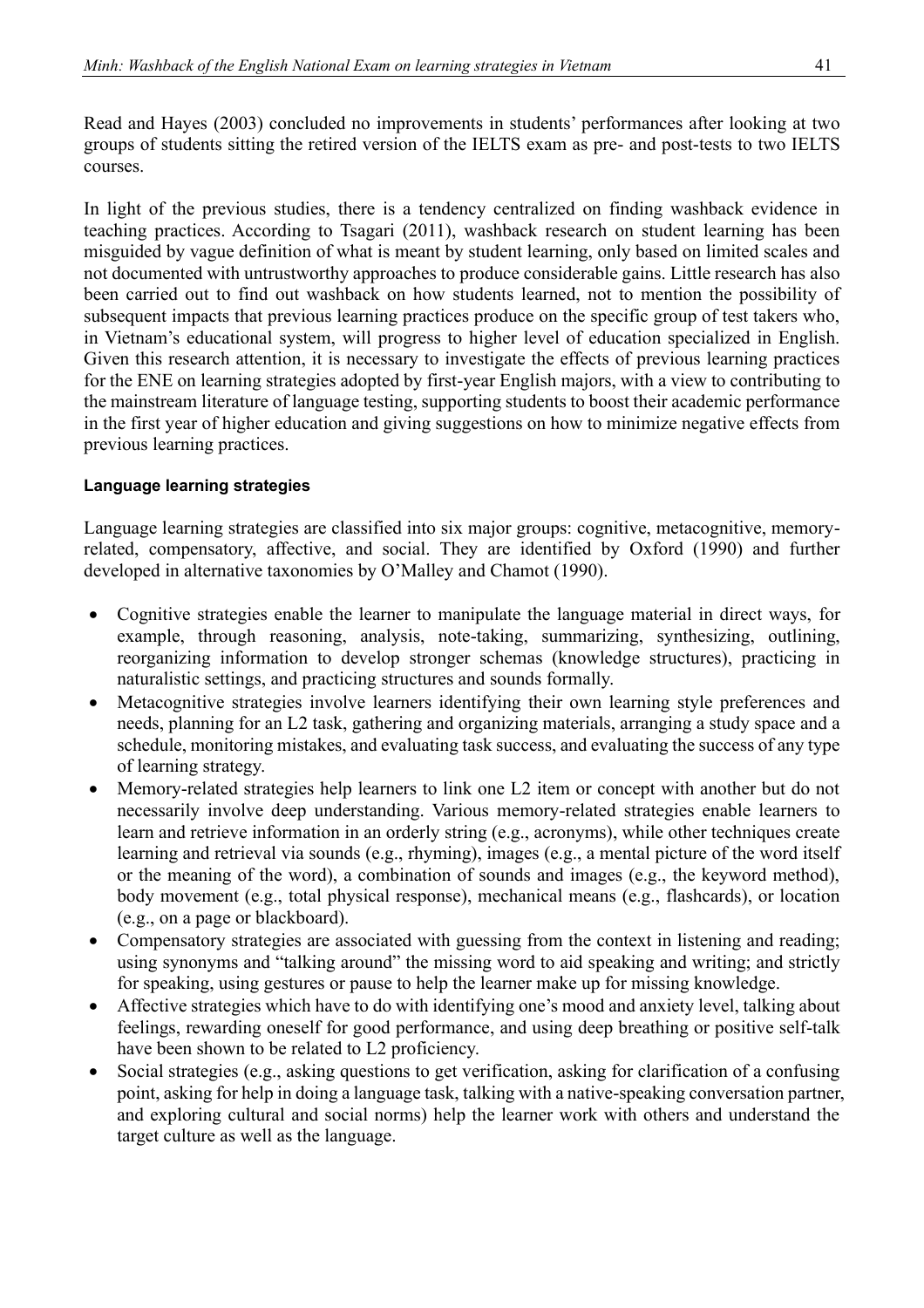Read and Hayes (2003) concluded no improvements in students' performances after looking at two groups of students sitting the retired version of the IELTS exam as pre- and post-tests to two IELTS courses.

In light of the previous studies, there is a tendency centralized on finding washback evidence in teaching practices. According to Tsagari (2011), washback research on student learning has been misguided by vague definition of what is meant by student learning, only based on limited scales and not documented with untrustworthy approaches to produce considerable gains. Little research has also been carried out to find out washback on how students learned, not to mention the possibility of subsequent impacts that previous learning practices produce on the specific group of test takers who, in Vietnam's educational system, will progress to higher level of education specialized in English. Given this research attention, it is necessary to investigate the effects of previous learning practices for the ENE on learning strategies adopted by first-year English majors, with a view to contributing to the mainstream literature of language testing, supporting students to boost their academic performance in the first year of higher education and giving suggestions on how to minimize negative effects from previous learning practices.

#### Language learning strategies

Language learning strategies are classified into six major groups: cognitive, metacognitive, memory-related, compensatory, affective, and social. They are identified by Oxford (1990) and further developed in alternative taxonomies by O'Malley and Chamot (1990).

- Cognitive strategies enable the learner to manipulate the language material in direct ways, for example, through reasoning, analysis, note-taking, summarizing, synthesizing, outlining, reorganizing information to develop stronger schemas (knowledge structures), practicing in naturalistic settings, and practicing structures and sounds formally.
- Metacognitive strategies involve learners identifying their own learning style preferences and needs, planning for an L2 task, gathering and organizing materials, arranging a study space and a schedule, monitoring mistakes, and evaluating task success, and evaluating the success of any type of learning strategy.
- Memory-related strategies help learners to link one L2 item or concept with another but do not necessarily involve deep understanding. Various memory-related strategies enable learners to learn and retrieve information in an orderly string (e.g., acronyms), while other techniques create learning and retrieval via sounds (e.g., rhyming), images (e.g., a mental picture of the word itself or the meaning of the word), a combination of sounds and images (e.g., the keyword method), body movement (e.g., total physical response), mechanical means (e.g., flashcards), or location (e.g., on a page or blackboard).
- Compensatory strategies are associated with guessing from the context in listening and reading; using synonyms and "talking around" the missing word to aid speaking and writing; and strictly for speaking, using gestures or pause to help the learner make up for missing knowledge.
- Affective strategies which have to do with identifying one's mood and anxiety level, talking about feelings, rewarding oneself for good performance, and using deep breathing or positive self-talk have been shown to be related to L2 proficiency.
- Social strategies (e.g., asking questions to get verification, asking for clarification of a confusing point, asking for help in doing a language task, talking with a native-speaking conversation partner, and exploring cultural and social norms) help the learner work with others and understand the target culture as well as the language.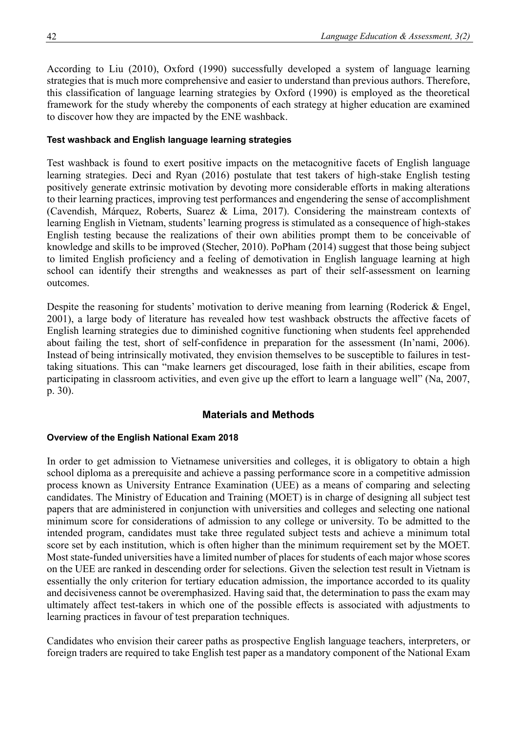According to Liu (2010), Oxford (1990) successfully developed a system of language learning strategies that is much more comprehensive and easier to understand than previous authors. Therefore, this classification of language learning strategies by Oxford (1990) is employed as the theoretical framework for the study whereby the components of each strategy at higher education are examined to discover how they are impacted by the ENE washback.

### Test washback and English language learning strategies

Test washback is found to exert positive impacts on the metacognitive facets of English language learning strategies. Deci and Ryan (2016) postulate that test takers of high-stake English testing positively generate extrinsic motivation by devoting more considerable efforts in making alterations to their learning practices, improving test performances and engendering the sense of accomplishment (Cavendish, Márquez, Roberts, Suarez & Lima, 2017). Considering the mainstream contexts of learning English in Vietnam, students' learning progress is stimulated as a consequence of high-stakes English testing because the realizations of their own abilities prompt them to be conceivable of knowledge and skills to be improved (Stecher, 2010). PoPham (2014) suggest that those being subject to limited English proficiency and a feeling of demotivation in English language learning at high school can identify their strengths and weaknesses as part of their self-assessment on learning outcomes.

Despite the reasoning for students' motivation to derive meaning from learning (Roderick & Engel, 2001), a large body of literature has revealed how test washback obstructs the affective facets of English learning strategies due to diminished cognitive functioning when students feel apprehended about failing the test, short of self-confidence in preparation for the assessment (In'nami, 2006). Instead of being intrinsically motivated, they envision themselves to be susceptible to failures in test-taking situations. This can "make learners get discouraged, lose faith in their abilities, escape from participating in classroom activities, and even give up the effort to learn a language well" (Na, 2007, p. 30).

## Materials and Methods

### Overview of the English National Exam 2018

In order to get admission to Vietnamese universities and colleges, it is obligatory to obtain a high school diploma as a prerequisite and achieve a passing performance score in a competitive admission process known as University Entrance Examination (UEE) as a means of comparing and selecting candidates. The Ministry of Education and Training (MOET) is in charge of designing all subject test papers that are administered in conjunction with universities and colleges and selecting one national minimum score for considerations of admission to any college or university. To be admitted to the intended program, candidates must take three regulated subject tests and achieve a minimum total score set by each institution, which is often higher than the minimum requirement set by the MOET. Most state-funded universities have a limited number of places for students of each major whose scores on the UEE are ranked in descending order for selections. Given the selection test result in Vietnam is essentially the only criterion for tertiary education admission, the importance accorded to its quality and decisiveness cannot be overemphasized. Having said that, the determination to pass the exam may ultimately affect test-takers in which one of the possible effects is associated with adjustments to learning practices in favour of test preparation techniques.

Candidates who envision their career paths as prospective English language teachers, interpreters, or foreign traders are required to take English test paper as a mandatory component of the National Exam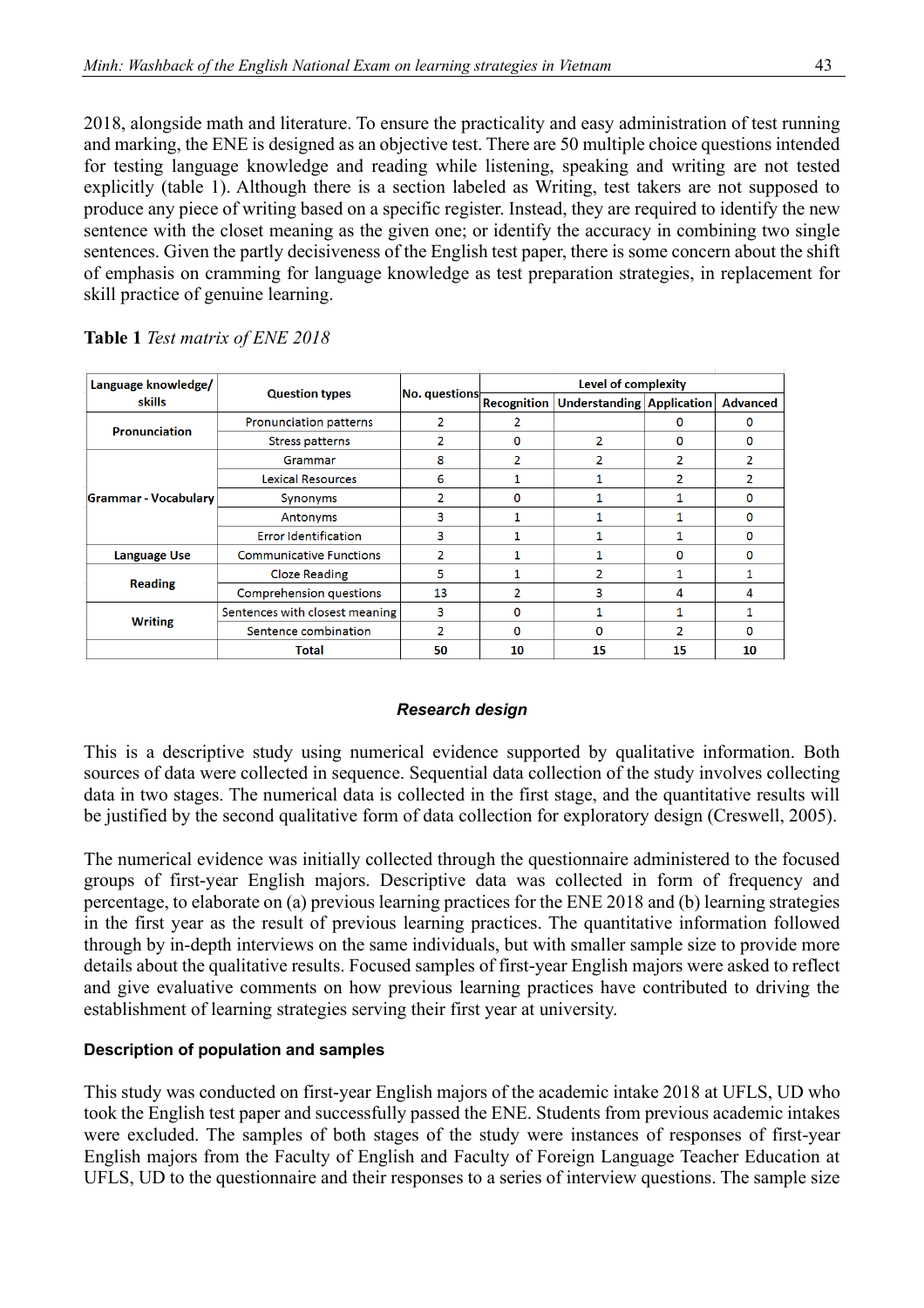2018, alongside math and literature. To ensure the practicality and easy administration of test running and marking, the ENE is designed as an objective test. There are 50 multiple choice questions intended for testing language knowledge and reading while listening, speaking and writing are not tested explicitly (table 1). Although there is a section labeled as Writing, test takers are not supposed to produce any piece of writing based on a specific register. Instead, they are required to identify the new sentence with the closet meaning as the given one; or identify the accuracy in combining two single sentences. Given the partly decisiveness of the English test paper, there is some concern about the shift of emphasis on cramming for language knowledge as test preparation strategies, in replacement for skill practice of genuine learning.

**Table 1** *Test matrix of ENE 2018*

| Language knowledge/ skills | Question types | No. questions | Level of complexity | | | |
|---|---|---|---|---|---|---|
| | | | Recognition | Understanding | Application | Advanced |
| Pronunciation | Pronunciation patterns | 2 | 2 | | 0 | 0 |
| | Stress patterns | 2 | 0 | 2 | 0 | 0 |
| Grammar - Vocabulary | Grammar | 8 | 2 | 2 | 2 | 2 |
| | Lexical Resources | 6 | 1 | 1 | 2 | 2 |
| | Synonyms | 2 | 0 | 1 | 1 | 0 |
| | Antonyms | 3 | 1 | 1 | 1 | 0 |
| | Error Identification | 3 | 1 | 1 | 1 | 0 |
| Language Use | Communicative Functions | 2 | 1 | 1 | 0 | 0 |
| Reading | Cloze Reading | 5 | 1 | 2 | 1 | 1 |
| | Comprehension questions | 13 | 2 | 3 | 4 | 4 |
| Writing | Sentences with closest meaning | 3 | 0 | 1 | 1 | 1 |
| | Sentence combination | 2 | 0 | 0 | 2 | 0 |
| | Total | 50 | 10 | 15 | 15 | 10 |

### *Research design*

This is a descriptive study using numerical evidence supported by qualitative information. Both sources of data were collected in sequence. Sequential data collection of the study involves collecting data in two stages. The numerical data is collected in the first stage, and the quantitative results will be justified by the second qualitative form of data collection for exploratory design (Creswell, 2005).

The numerical evidence was initially collected through the questionnaire administered to the focused groups of first-year English majors. Descriptive data was collected in form of frequency and percentage, to elaborate on (a) previous learning practices for the ENE 2018 and (b) learning strategies in the first year as the result of previous learning practices. The quantitative information followed through by in-depth interviews on the same individuals, but with smaller sample size to provide more details about the qualitative results. Focused samples of first-year English majors were asked to reflect and give evaluative comments on how previous learning practices have contributed to driving the establishment of learning strategies serving their first year at university.

#### Description of population and samples

This study was conducted on first-year English majors of the academic intake 2018 at UFLS, UD who took the English test paper and successfully passed the ENE. Students from previous academic intakes were excluded. The samples of both stages of the study were instances of responses of first-year English majors from the Faculty of English and Faculty of Foreign Language Teacher Education at UFLS, UD to the questionnaire and their responses to a series of interview questions. The sample size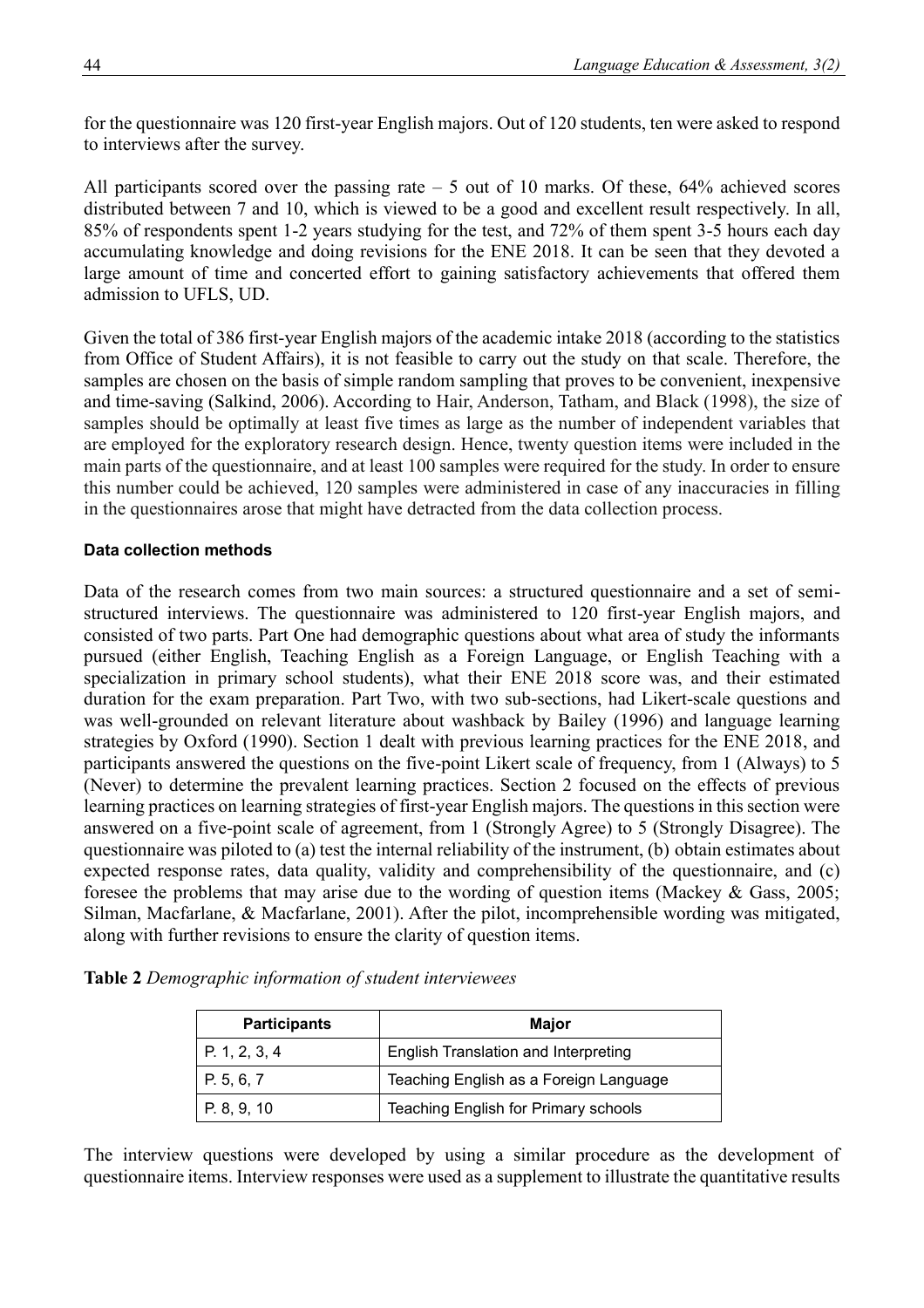for the questionnaire was 120 first-year English majors. Out of 120 students, ten were asked to respond to interviews after the survey.

All participants scored over the passing rate – 5 out of 10 marks. Of these, 64% achieved scores distributed between 7 and 10, which is viewed to be a good and excellent result respectively. In all, 85% of respondents spent 1-2 years studying for the test, and 72% of them spent 3-5 hours each day accumulating knowledge and doing revisions for the ENE 2018. It can be seen that they devoted a large amount of time and concerted effort to gaining satisfactory achievements that offered them admission to UFLS, UD.

Given the total of 386 first-year English majors of the academic intake 2018 (according to the statistics from Office of Student Affairs), it is not feasible to carry out the study on that scale. Therefore, the samples are chosen on the basis of simple random sampling that proves to be convenient, inexpensive and time-saving (Salkind, 2006). According to Hair, Anderson, Tatham, and Black (1998), the size of samples should be optimally at least five times as large as the number of independent variables that are employed for the exploratory research design. Hence, twenty question items were included in the main parts of the questionnaire, and at least 100 samples were required for the study. In order to ensure this number could be achieved, 120 samples were administered in case of any inaccuracies in filling in the questionnaires arose that might have detracted from the data collection process.

#### Data collection methods

Data of the research comes from two main sources: a structured questionnaire and a set of semi-structured interviews. The questionnaire was administered to 120 first-year English majors, and consisted of two parts. Part One had demographic questions about what area of study the informants pursued (either English, Teaching English as a Foreign Language, or English Teaching with a specialization in primary school students), what their ENE 2018 score was, and their estimated duration for the exam preparation. Part Two, with two sub-sections, had Likert-scale questions and was well-grounded on relevant literature about washback by Bailey (1996) and language learning strategies by Oxford (1990). Section 1 dealt with previous learning practices for the ENE 2018, and participants answered the questions on the five-point Likert scale of frequency, from 1 (Always) to 5 (Never) to determine the prevalent learning practices. Section 2 focused on the effects of previous learning practices on learning strategies of first-year English majors. The questions in this section were answered on a five-point scale of agreement, from 1 (Strongly Agree) to 5 (Strongly Disagree). The questionnaire was piloted to (a) test the internal reliability of the instrument, (b) obtain estimates about expected response rates, data quality, validity and comprehensibility of the questionnaire, and (c) foresee the problems that may arise due to the wording of question items (Mackey & Gass, 2005; Silman, Macfarlane, & Macfarlane, 2001). After the pilot, incomprehensible wording was mitigated, along with further revisions to ensure the clarity of question items.

**Table 2** *Demographic information of student interviewees*

| Participants | Major |
|---|---|
| P. 1, 2, 3, 4 | English Translation and Interpreting |
| P. 5, 6, 7 | Teaching English as a Foreign Language |
| P. 8, 9, 10 | Teaching English for Primary schools |

The interview questions were developed by using a similar procedure as the development of questionnaire items. Interview responses were used as a supplement to illustrate the quantitative results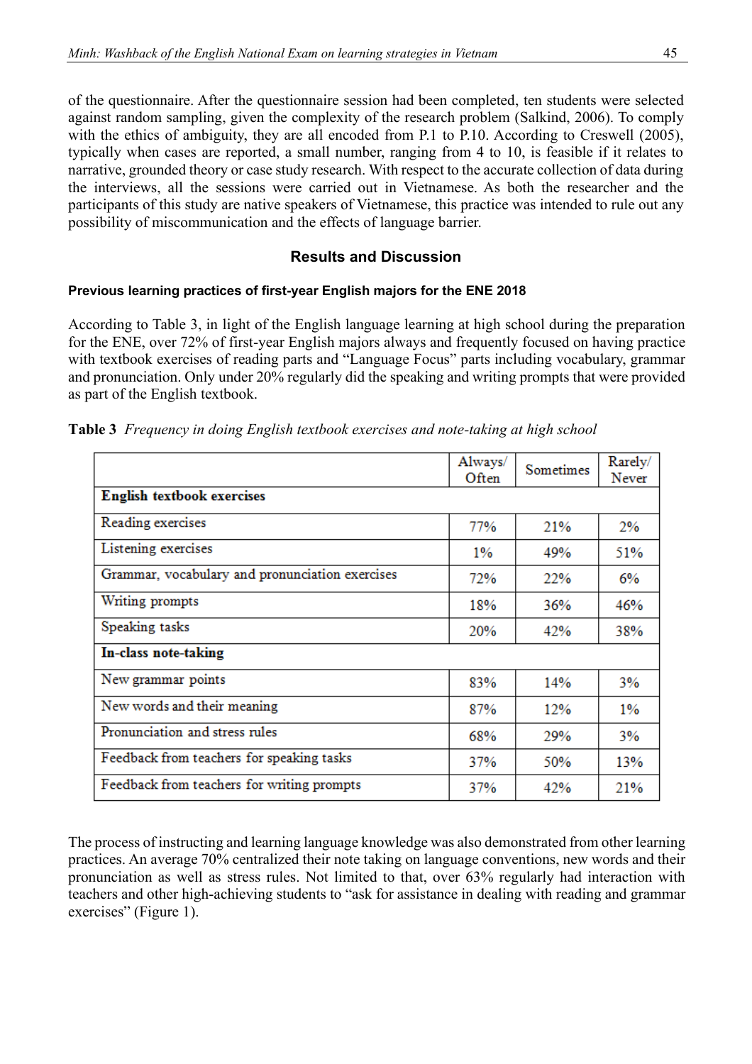of the questionnaire. After the questionnaire session had been completed, ten students were selected against random sampling, given the complexity of the research problem (Salkind, 2006). To comply with the ethics of ambiguity, they are all encoded from P.1 to P.10. According to Creswell (2005), typically when cases are reported, a small number, ranging from 4 to 10, is feasible if it relates to narrative, grounded theory or case study research. With respect to the accurate collection of data during the interviews, all the sessions were carried out in Vietnamese. As both the researcher and the participants of this study are native speakers of Vietnamese, this practice was intended to rule out any possibility of miscommunication and the effects of language barrier.

## Results and Discussion

### Previous learning practices of first-year English majors for the ENE 2018

According to Table 3, in light of the English language learning at high school during the preparation for the ENE, over 72% of first-year English majors always and frequently focused on having practice with textbook exercises of reading parts and "Language Focus" parts including vocabulary, grammar and pronunciation. Only under 20% regularly did the speaking and writing prompts that were provided as part of the English textbook.

**Table 3** *Frequency in doing English textbook exercises and note-taking at high school*

| | Always/ Often | Sometimes | Rarely/ Never |
|---|---|---|---|
| **English textbook exercises** | | | |
| Reading exercises | 77% | 21% | 2% |
| Listening exercises | 1% | 49% | 51% |
| Grammar, vocabulary and pronunciation exercises | 72% | 22% | 6% |
| Writing prompts | 18% | 36% | 46% |
| Speaking tasks | 20% | 42% | 38% |
| **In-class note-taking** | | | |
| New grammar points | 83% | 14% | 3% |
| New words and their meaning | 87% | 12% | 1% |
| Pronunciation and stress rules | 68% | 29% | 3% |
| Feedback from teachers for speaking tasks | 37% | 50% | 13% |
| Feedback from teachers for writing prompts | 37% | 42% | 21% |

The process of instructing and learning language knowledge was also demonstrated from other learning practices. An average 70% centralized their note taking on language conventions, new words and their pronunciation as well as stress rules. Not limited to that, over 63% regularly had interaction with teachers and other high-achieving students to "ask for assistance in dealing with reading and grammar exercises" (Figure 1).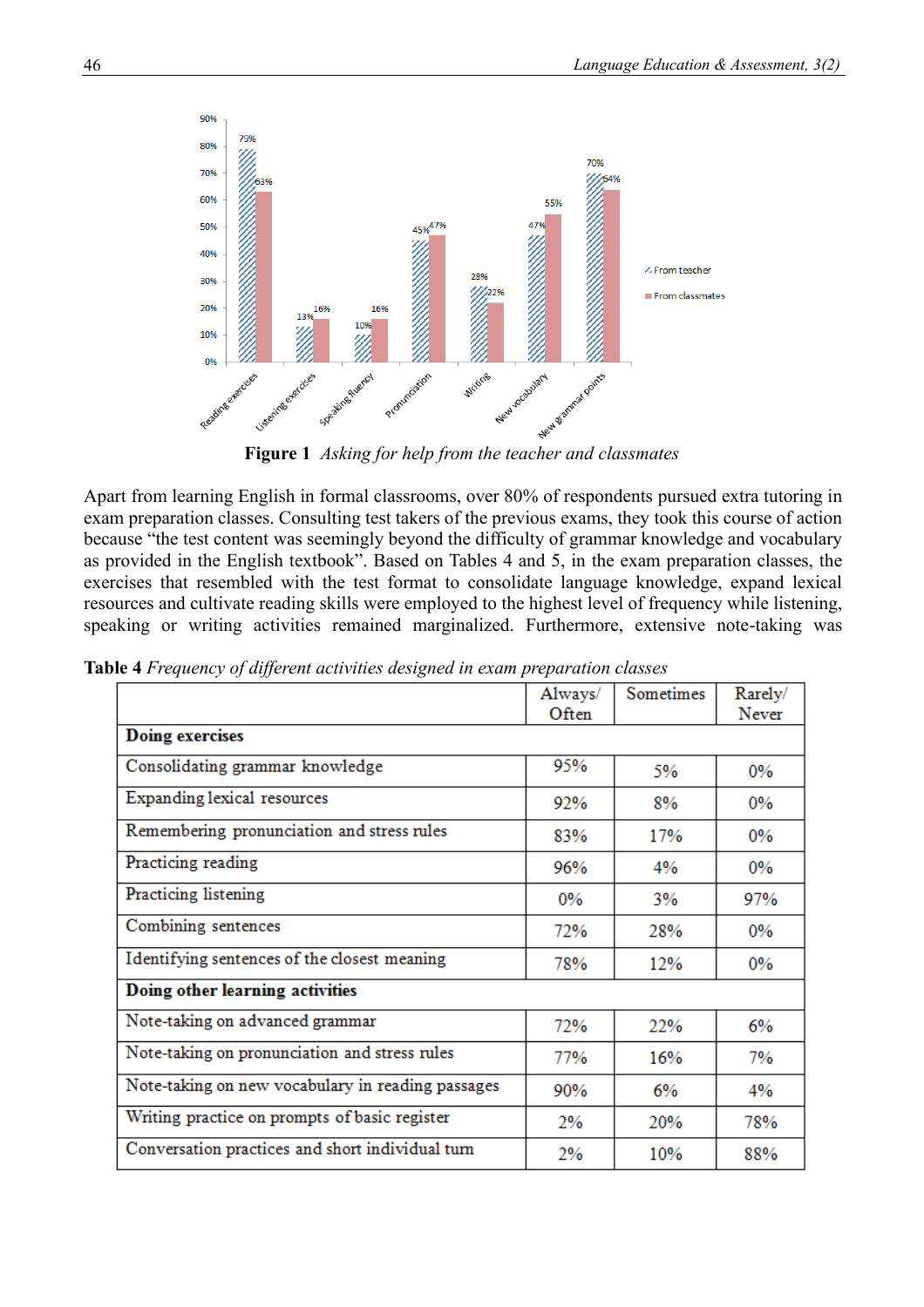90%
80%
70%
60%
50%
40%
30%
20%
10%
0%

79%
63%
13%
16%
10%
16%
45%
47%
28%
22%
47%
55%
70%
64%

Reading exercises
Listening exercises
Speaking fluency
Pronunciation
Writing
New vocabulary
New grammar points

From teacher
From classmates

**Figure 1** *Asking for help from the teacher and classmates*

Apart from learning English in formal classrooms, over 80% of respondents pursued extra tutoring in exam preparation classes. Consulting test takers of the previous exams, they took this course of action because "the test content was seemingly beyond the difficulty of grammar knowledge and vocabulary as provided in the English textbook". Based on Tables 4 and 5, in the exam preparation classes, the exercises that resembled with the test format to consolidate language knowledge, expand lexical resources and cultivate reading skills were employed to the highest level of frequency while listening, speaking or writing activities remained marginalized. Furthermore, extensive note-taking was

**Table 4** *Frequency of different activities designed in exam preparation classes*

| | Always/ Often | Sometimes | Rarely/ Never |
|---|---|---|---|
| **Doing exercises** | | | |
| Consolidating grammar knowledge | 95% | 5% | 0% |
| Expanding lexical resources | 92% | 8% | 0% |
| Remembering pronunciation and stress rules | 83% | 17% | 0% |
| Practicing reading | 96% | 4% | 0% |
| Practicing listening | 0% | 3% | 97% |
| Combining sentences | 72% | 28% | 0% |
| Identifying sentences of the closest meaning | 78% | 12% | 0% |
| **Doing other learning activities** | | | |
| Note-taking on advanced grammar | 72% | 22% | 6% |
| Note-taking on pronunciation and stress rules | 77% | 16% | 7% |
| Note-taking on new vocabulary in reading passages | 90% | 6% | 4% |
| Writing practice on prompts of basic register | 2% | 20% | 78% |
| Conversation practices and short individual turn | 2% | 10% | 88% |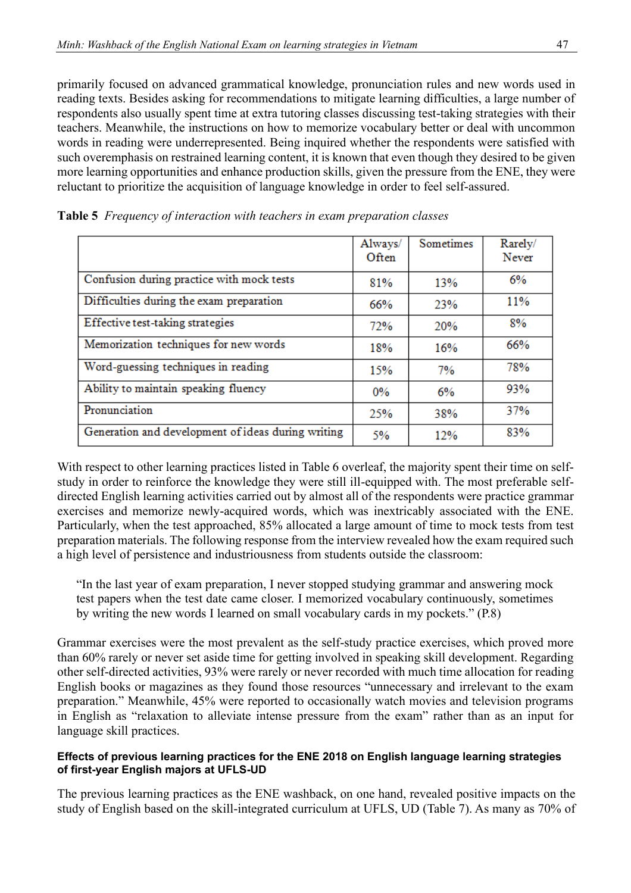primarily focused on advanced grammatical knowledge, pronunciation rules and new words used in reading texts. Besides asking for recommendations to mitigate learning difficulties, a large number of respondents also usually spent time at extra tutoring classes discussing test-taking strategies with their teachers. Meanwhile, the instructions on how to memorize vocabulary better or deal with uncommon words in reading were underrepresented. Being inquired whether the respondents were satisfied with such overemphasis on restrained learning content, it is known that even though they desired to be given more learning opportunities and enhance production skills, given the pressure from the ENE, they were reluctant to prioritize the acquisition of language knowledge in order to feel self-assured.

**Table 5** *Frequency of interaction with teachers in exam preparation classes*

| | Always/ Often | Sometimes | Rarely/ Never |
|---|---|---|---|
| Confusion during practice with mock tests | 81% | 13% | 6% |
| Difficulties during the exam preparation | 66% | 23% | 11% |
| Effective test-taking strategies | 72% | 20% | 8% |
| Memorization techniques for new words | 18% | 16% | 66% |
| Word-guessing techniques in reading | 15% | 7% | 78% |
| Ability to maintain speaking fluency | 0% | 6% | 93% |
| Pronunciation | 25% | 38% | 37% |
| Generation and development of ideas during writing | 5% | 12% | 83% |

With respect to other learning practices listed in Table 6 overleaf, the majority spent their time on self-study in order to reinforce the knowledge they were still ill-equipped with. The most preferable self-directed English learning activities carried out by almost all of the respondents were practice grammar exercises and memorize newly-acquired words, which was inextricably associated with the ENE. Particularly, when the test approached, 85% allocated a large amount of time to mock tests from test preparation materials. The following response from the interview revealed how the exam required such a high level of persistence and industriousness from students outside the classroom:

> "In the last year of exam preparation, I never stopped studying grammar and answering mock test papers when the test date came closer. I memorized vocabulary continuously, sometimes by writing the new words I learned on small vocabulary cards in my pockets." (P.8)

Grammar exercises were the most prevalent as the self-study practice exercises, which proved more than 60% rarely or never set aside time for getting involved in speaking skill development. Regarding other self-directed activities, 93% were rarely or never recorded with much time allocation for reading English books or magazines as they found those resources "unnecessary and irrelevant to the exam preparation." Meanwhile, 45% were reported to occasionally watch movies and television programs in English as "relaxation to alleviate intense pressure from the exam" rather than as an input for language skill practices.

#### Effects of previous learning practices for the ENE 2018 on English language learning strategies of first-year English majors at UFLS-UD

The previous learning practices as the ENE washback, on one hand, revealed positive impacts on the study of English based on the skill-integrated curriculum at UFLS, UD (Table 7). As many as 70% of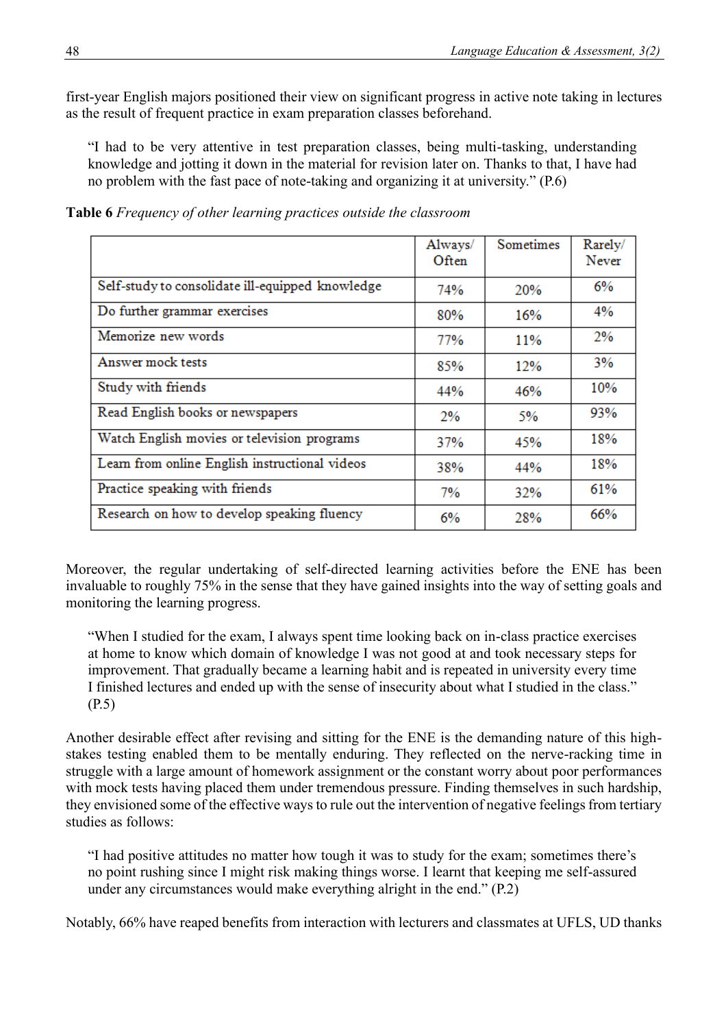first-year English majors positioned their view on significant progress in active note taking in lectures as the result of frequent practice in exam preparation classes beforehand.

> "I had to be very attentive in test preparation classes, being multi-tasking, understanding knowledge and jotting it down in the material for revision later on. Thanks to that, I have had no problem with the fast pace of note-taking and organizing it at university." (P.6)

**Table 6** *Frequency of other learning practices outside the classroom*

| | Always/ Often | Sometimes | Rarely/ Never |
|---|---|---|---|
| Self-study to consolidate ill-equipped knowledge | 74% | 20% | 6% |
| Do further grammar exercises | 80% | 16% | 4% |
| Memorize new words | 77% | 11% | 2% |
| Answer mock tests | 85% | 12% | 3% |
| Study with friends | 44% | 46% | 10% |
| Read English books or newspapers | 2% | 5% | 93% |
| Watch English movies or television programs | 37% | 45% | 18% |
| Learn from online English instructional videos | 38% | 44% | 18% |
| Practice speaking with friends | 7% | 32% | 61% |
| Research on how to develop speaking fluency | 6% | 28% | 66% |

Moreover, the regular undertaking of self-directed learning activities before the ENE has been invaluable to roughly 75% in the sense that they have gained insights into the way of setting goals and monitoring the learning progress.

> "When I studied for the exam, I always spent time looking back on in-class practice exercises at home to know which domain of knowledge I was not good at and took necessary steps for improvement. That gradually became a learning habit and is repeated in university every time I finished lectures and ended up with the sense of insecurity about what I studied in the class." (P.5)

Another desirable effect after revising and sitting for the ENE is the demanding nature of this high-stakes testing enabled them to be mentally enduring. They reflected on the nerve-racking time in struggle with a large amount of homework assignment or the constant worry about poor performances with mock tests having placed them under tremendous pressure. Finding themselves in such hardship, they envisioned some of the effective ways to rule out the intervention of negative feelings from tertiary studies as follows:

> "I had positive attitudes no matter how tough it was to study for the exam; sometimes there's no point rushing since I might risk making things worse. I learnt that keeping me self-assured under any circumstances would make everything alright in the end." (P.2)

Notably, 66% have reaped benefits from interaction with lecturers and classmates at UFLS, UD thanks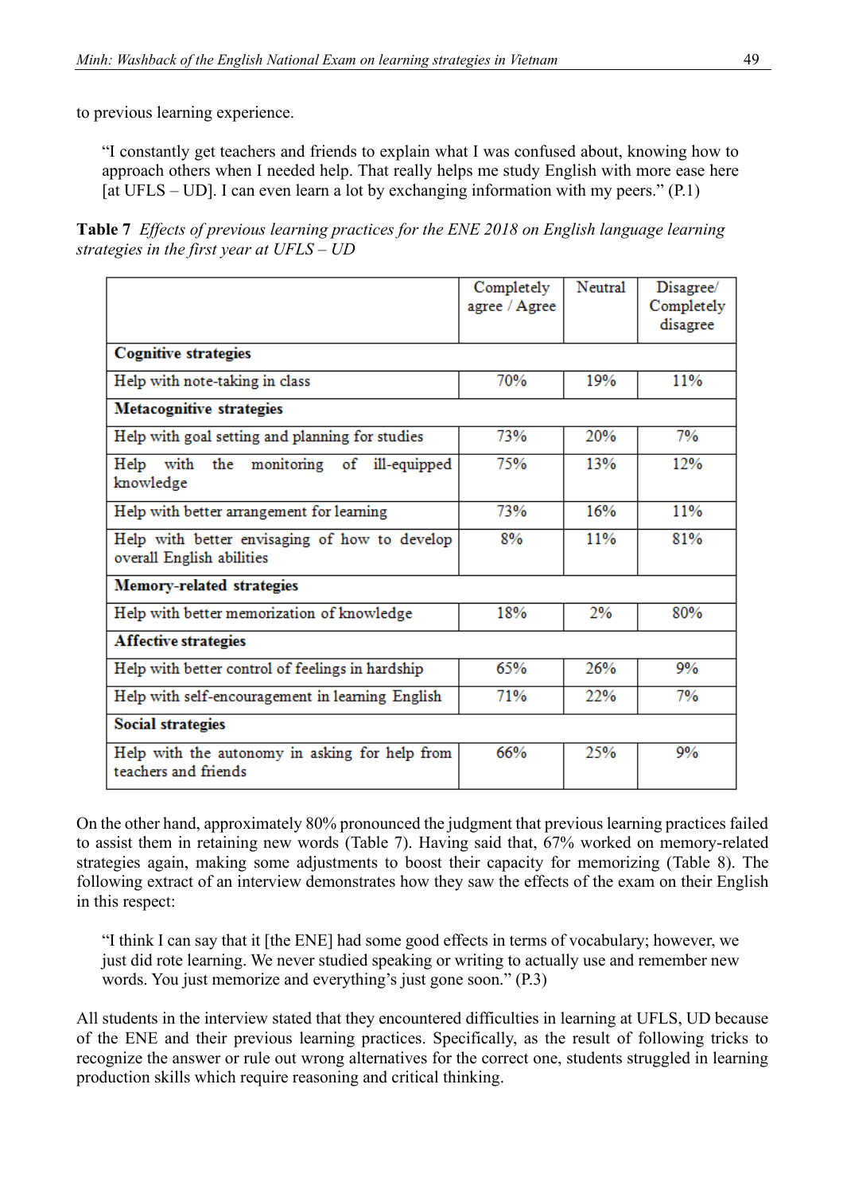to previous learning experience.

> "I constantly get teachers and friends to explain what I was confused about, knowing how to approach others when I needed help. That really helps me study English with more ease here [at UFLS – UD]. I can even learn a lot by exchanging information with my peers." (P.1)

**Table 7** *Effects of previous learning practices for the ENE 2018 on English language learning strategies in the first year at UFLS – UD*

| | Completely agree / Agree | Neutral | Disagree/ Completely disagree |
|---|---|---|---|
| **Cognitive strategies** | | | |
| Help with note-taking in class | 70% | 19% | 11% |
| **Metacognitive strategies** | | | |
| Help with goal setting and planning for studies | 73% | 20% | 7% |
| Help with the monitoring of ill-equipped knowledge | 75% | 13% | 12% |
| Help with better arrangement for learning | 73% | 16% | 11% |
| Help with better envisaging of how to develop overall English abilities | 8% | 11% | 81% |
| **Memory-related strategies** | | | |
| Help with better memorization of knowledge | 18% | 2% | 80% |
| **Affective strategies** | | | |
| Help with better control of feelings in hardship | 65% | 26% | 9% |
| Help with self-encouragement in learning English | 71% | 22% | 7% |
| **Social strategies** | | | |
| Help with the autonomy in asking for help from teachers and friends | 66% | 25% | 9% |

On the other hand, approximately 80% pronounced the judgment that previous learning practices failed to assist them in retaining new words (Table 7). Having said that, 67% worked on memory-related strategies again, making some adjustments to boost their capacity for memorizing (Table 8). The following extract of an interview demonstrates how they saw the effects of the exam on their English in this respect:

> "I think I can say that it [the ENE] had some good effects in terms of vocabulary; however, we just did rote learning. We never studied speaking or writing to actually use and remember new words. You just memorize and everything's just gone soon." (P.3)

All students in the interview stated that they encountered difficulties in learning at UFLS, UD because of the ENE and their previous learning practices. Specifically, as the result of following tricks to recognize the answer or rule out wrong alternatives for the correct one, students struggled in learning production skills which require reasoning and critical thinking.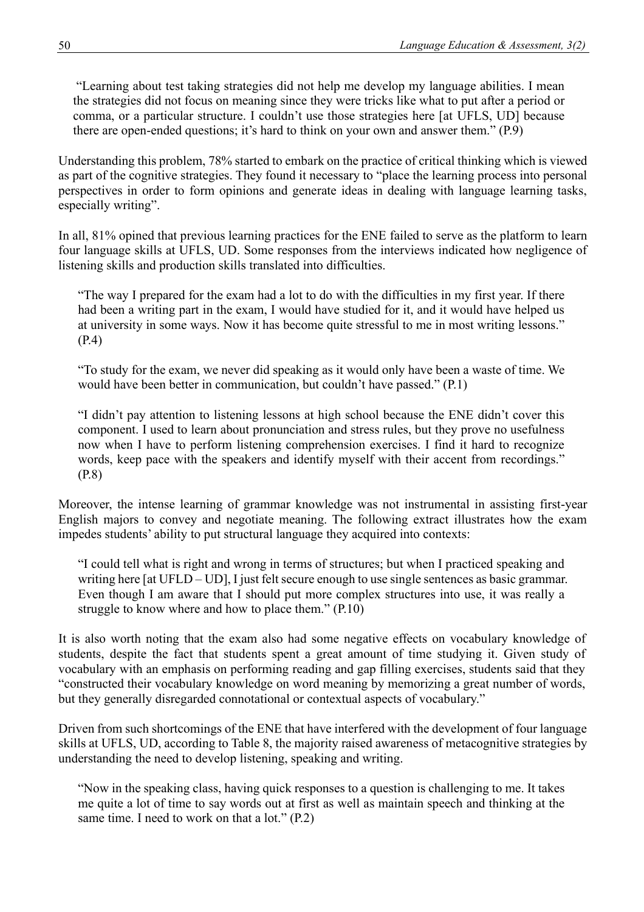"Learning about test taking strategies did not help me develop my language abilities. I mean the strategies did not focus on meaning since they were tricks like what to put after a period or comma, or a particular structure. I couldn't use those strategies here [at UFLS, UD] because there are open-ended questions; it's hard to think on your own and answer them." (P.9)

Understanding this problem, 78% started to embark on the practice of critical thinking which is viewed as part of the cognitive strategies. They found it necessary to "place the learning process into personal perspectives in order to form opinions and generate ideas in dealing with language learning tasks, especially writing".

In all, 81% opined that previous learning practices for the ENE failed to serve as the platform to learn four language skills at UFLS, UD. Some responses from the interviews indicated how negligence of listening skills and production skills translated into difficulties.

"The way I prepared for the exam had a lot to do with the difficulties in my first year. If there had been a writing part in the exam, I would have studied for it, and it would have helped us at university in some ways. Now it has become quite stressful to me in most writing lessons." (P.4)

"To study for the exam, we never did speaking as it would only have been a waste of time. We would have been better in communication, but couldn't have passed." (P.1)

"I didn't pay attention to listening lessons at high school because the ENE didn't cover this component. I used to learn about pronunciation and stress rules, but they prove no usefulness now when I have to perform listening comprehension exercises. I find it hard to recognize words, keep pace with the speakers and identify myself with their accent from recordings." (P.8)

Moreover, the intense learning of grammar knowledge was not instrumental in assisting first-year English majors to convey and negotiate meaning. The following extract illustrates how the exam impedes students' ability to put structural language they acquired into contexts:

"I could tell what is right and wrong in terms of structures; but when I practiced speaking and writing here [at UFLD – UD], I just felt secure enough to use single sentences as basic grammar. Even though I am aware that I should put more complex structures into use, it was really a struggle to know where and how to place them." (P.10)

It is also worth noting that the exam also had some negative effects on vocabulary knowledge of students, despite the fact that students spent a great amount of time studying it. Given study of vocabulary with an emphasis on performing reading and gap filling exercises, students said that they "constructed their vocabulary knowledge on word meaning by memorizing a great number of words, but they generally disregarded connotational or contextual aspects of vocabulary."

Driven from such shortcomings of the ENE that have interfered with the development of four language skills at UFLS, UD, according to Table 8, the majority raised awareness of metacognitive strategies by understanding the need to develop listening, speaking and writing.

"Now in the speaking class, having quick responses to a question is challenging to me. It takes me quite a lot of time to say words out at first as well as maintain speech and thinking at the same time. I need to work on that a lot." (P.2)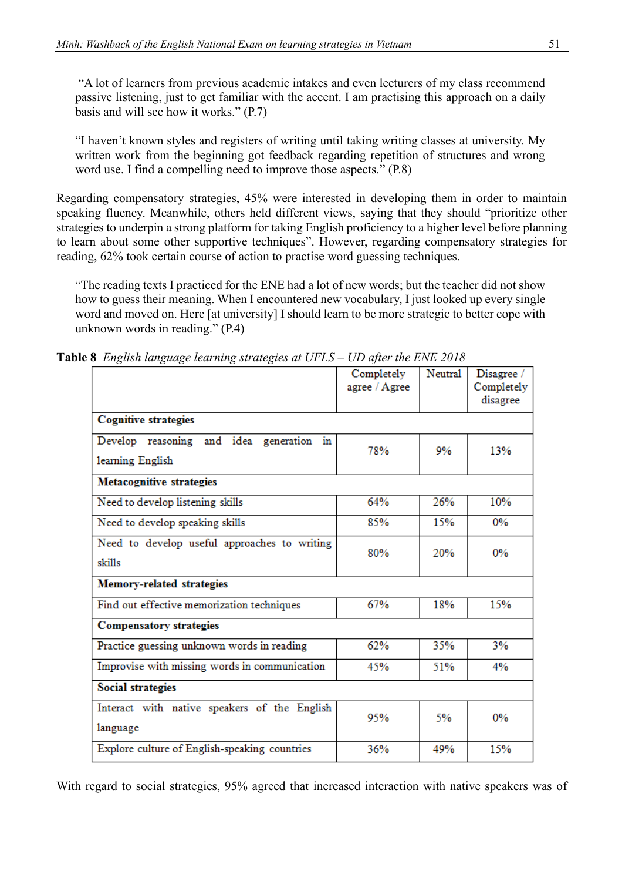> "A lot of learners from previous academic intakes and even lecturers of my class recommend passive listening, just to get familiar with the accent. I am practising this approach on a daily basis and will see how it works." (P.7)

> "I haven't known styles and registers of writing until taking writing classes at university. My written work from the beginning got feedback regarding repetition of structures and wrong word use. I find a compelling need to improve those aspects." (P.8)

Regarding compensatory strategies, 45% were interested in developing them in order to maintain speaking fluency. Meanwhile, others held different views, saying that they should "prioritize other strategies to underpin a strong platform for taking English proficiency to a higher level before planning to learn about some other supportive techniques". However, regarding compensatory strategies for reading, 62% took certain course of action to practise word guessing techniques.

> "The reading texts I practiced for the ENE had a lot of new words; but the teacher did not show how to guess their meaning. When I encountered new vocabulary, I just looked up every single word and moved on. Here [at university] I should learn to be more strategic to better cope with unknown words in reading." (P.4)

**Table 8** *English language learning strategies at UFLS – UD after the ENE 2018*

| | Completely agree / Agree | Neutral | Disagree / Completely disagree |
|---|---|---|---|
| **Cognitive strategies** | | | |
| Develop reasoning and idea generation in learning English | 78% | 9% | 13% |
| **Metacognitive strategies** | | | |
| Need to develop listening skills | 64% | 26% | 10% |
| Need to develop speaking skills | 85% | 15% | 0% |
| Need to develop useful approaches to writing skills | 80% | 20% | 0% |
| **Memory-related strategies** | | | |
| Find out effective memorization techniques | 67% | 18% | 15% |
| **Compensatory strategies** | | | |
| Practice guessing unknown words in reading | 62% | 35% | 3% |
| Improvise with missing words in communication | 45% | 51% | 4% |
| **Social strategies** | | | |
| Interact with native speakers of the English language | 95% | 5% | 0% |
| Explore culture of English-speaking countries | 36% | 49% | 15% |

With regard to social strategies, 95% agreed that increased interaction with native speakers was of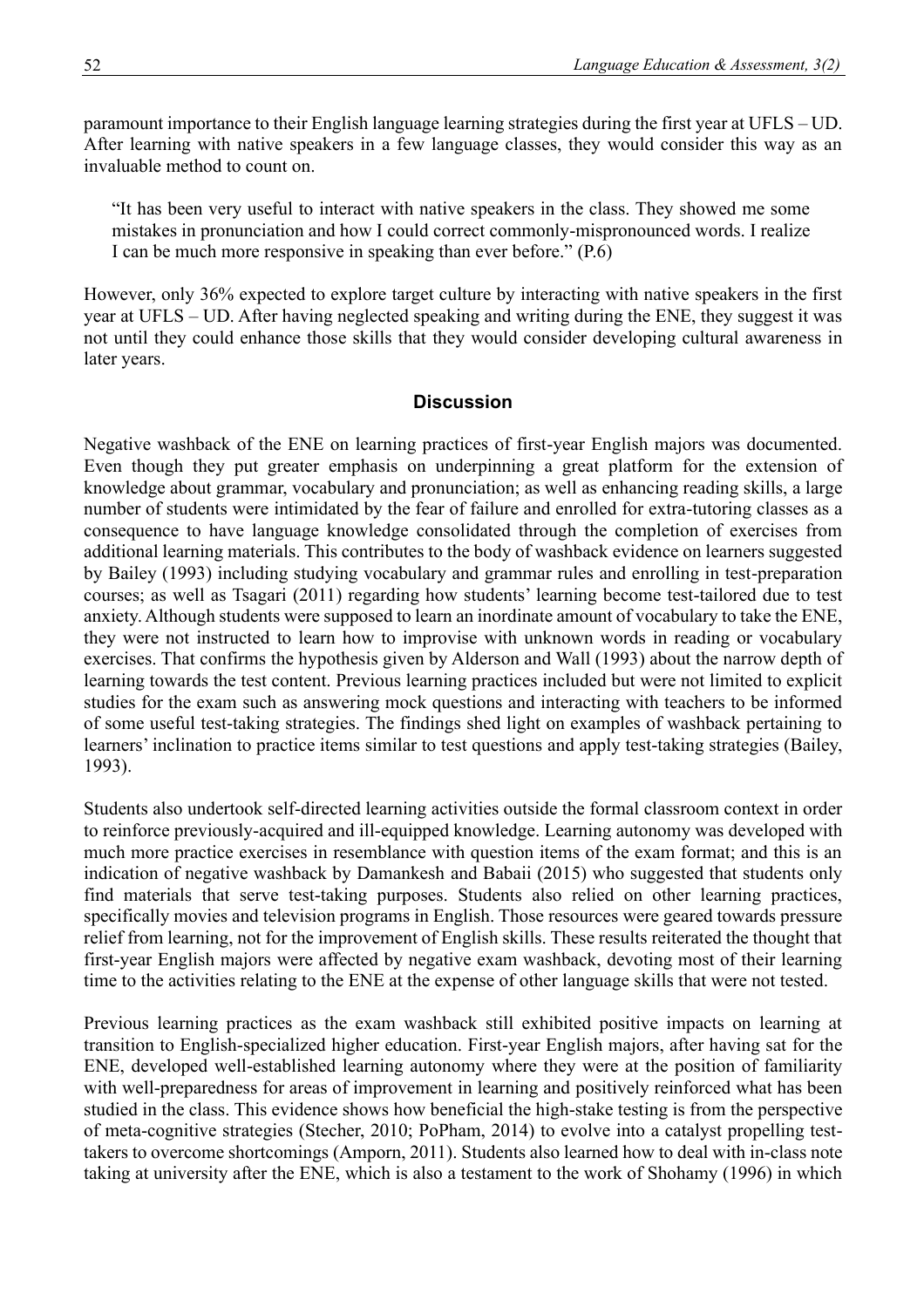paramount importance to their English language learning strategies during the first year at UFLS – UD. After learning with native speakers in a few language classes, they would consider this way as an invaluable method to count on.

> "It has been very useful to interact with native speakers in the class. They showed me some mistakes in pronunciation and how I could correct commonly-mispronounced words. I realize I can be much more responsive in speaking than ever before." (P.6)

However, only 36% expected to explore target culture by interacting with native speakers in the first year at UFLS – UD. After having neglected speaking and writing during the ENE, they suggest it was not until they could enhance those skills that they would consider developing cultural awareness in later years.

## Discussion

Negative washback of the ENE on learning practices of first-year English majors was documented. Even though they put greater emphasis on underpinning a great platform for the extension of knowledge about grammar, vocabulary and pronunciation; as well as enhancing reading skills, a large number of students were intimidated by the fear of failure and enrolled for extra-tutoring classes as a consequence to have language knowledge consolidated through the completion of exercises from additional learning materials. This contributes to the body of washback evidence on learners suggested by Bailey (1993) including studying vocabulary and grammar rules and enrolling in test-preparation courses; as well as Tsagari (2011) regarding how students' learning become test-tailored due to test anxiety. Although students were supposed to learn an inordinate amount of vocabulary to take the ENE, they were not instructed to learn how to improvise with unknown words in reading or vocabulary exercises. That confirms the hypothesis given by Alderson and Wall (1993) about the narrow depth of learning towards the test content. Previous learning practices included but were not limited to explicit studies for the exam such as answering mock questions and interacting with teachers to be informed of some useful test-taking strategies. The findings shed light on examples of washback pertaining to learners' inclination to practice items similar to test questions and apply test-taking strategies (Bailey, 1993).

Students also undertook self-directed learning activities outside the formal classroom context in order to reinforce previously-acquired and ill-equipped knowledge. Learning autonomy was developed with much more practice exercises in resemblance with question items of the exam format; and this is an indication of negative washback by Damankesh and Babaii (2015) who suggested that students only find materials that serve test-taking purposes. Students also relied on other learning practices, specifically movies and television programs in English. Those resources were geared towards pressure relief from learning, not for the improvement of English skills. These results reiterated the thought that first-year English majors were affected by negative exam washback, devoting most of their learning time to the activities relating to the ENE at the expense of other language skills that were not tested.

Previous learning practices as the exam washback still exhibited positive impacts on learning at transition to English-specialized higher education. First-year English majors, after having sat for the ENE, developed well-established learning autonomy where they were at the position of familiarity with well-preparedness for areas of improvement in learning and positively reinforced what has been studied in the class. This evidence shows how beneficial the high-stake testing is from the perspective of meta-cognitive strategies (Stecher, 2010; PoPham, 2014) to evolve into a catalyst propelling test-takers to overcome shortcomings (Amporn, 2011). Students also learned how to deal with in-class note taking at university after the ENE, which is also a testament to the work of Shohamy (1996) in which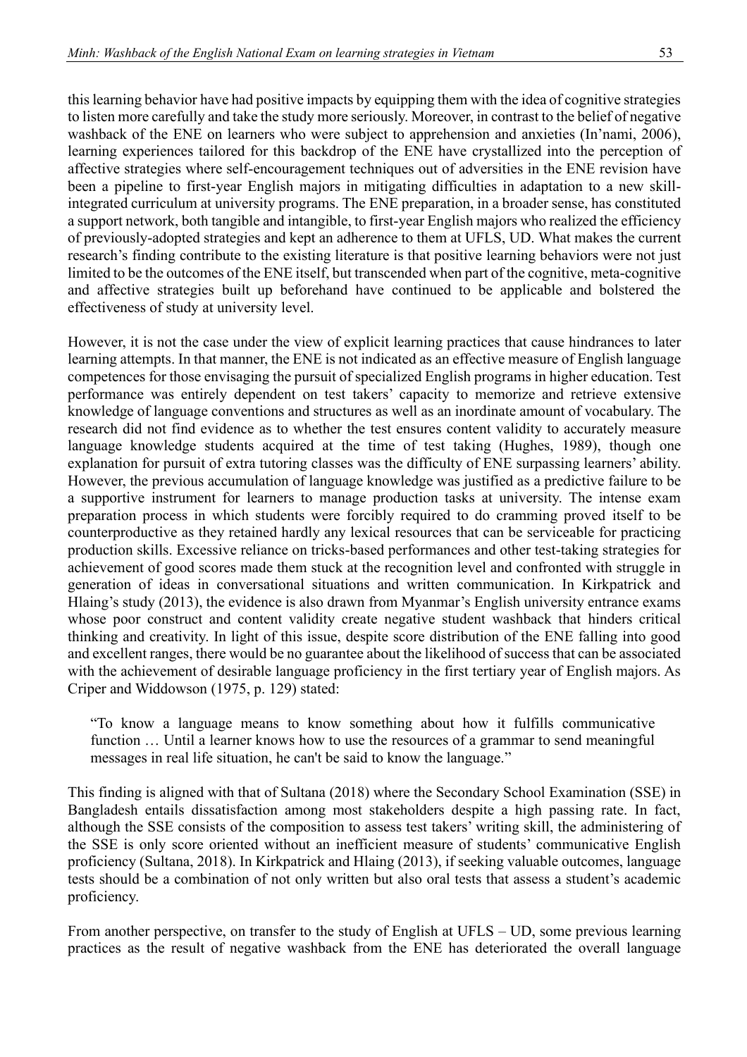this learning behavior have had positive impacts by equipping them with the idea of cognitive strategies to listen more carefully and take the study more seriously. Moreover, in contrast to the belief of negative washback of the ENE on learners who were subject to apprehension and anxieties (In'nami, 2006), learning experiences tailored for this backdrop of the ENE have crystallized into the perception of affective strategies where self-encouragement techniques out of adversities in the ENE revision have been a pipeline to first-year English majors in mitigating difficulties in adaptation to a new skill-integrated curriculum at university programs. The ENE preparation, in a broader sense, has constituted a support network, both tangible and intangible, to first-year English majors who realized the efficiency of previously-adopted strategies and kept an adherence to them at UFLS, UD. What makes the current research's finding contribute to the existing literature is that positive learning behaviors were not just limited to be the outcomes of the ENE itself, but transcended when part of the cognitive, meta-cognitive and affective strategies built up beforehand have continued to be applicable and bolstered the effectiveness of study at university level.

However, it is not the case under the view of explicit learning practices that cause hindrances to later learning attempts. In that manner, the ENE is not indicated as an effective measure of English language competences for those envisaging the pursuit of specialized English programs in higher education. Test performance was entirely dependent on test takers' capacity to memorize and retrieve extensive knowledge of language conventions and structures as well as an inordinate amount of vocabulary. The research did not find evidence as to whether the test ensures content validity to accurately measure language knowledge students acquired at the time of test taking (Hughes, 1989), though one explanation for pursuit of extra tutoring classes was the difficulty of ENE surpassing learners' ability. However, the previous accumulation of language knowledge was justified as a predictive failure to be a supportive instrument for learners to manage production tasks at university. The intense exam preparation process in which students were forcibly required to do cramming proved itself to be counterproductive as they retained hardly any lexical resources that can be serviceable for practicing production skills. Excessive reliance on tricks-based performances and other test-taking strategies for achievement of good scores made them stuck at the recognition level and confronted with struggle in generation of ideas in conversational situations and written communication. In Kirkpatrick and Hlaing's study (2013), the evidence is also drawn from Myanmar's English university entrance exams whose poor construct and content validity create negative student washback that hinders critical thinking and creativity. In light of this issue, despite score distribution of the ENE falling into good and excellent ranges, there would be no guarantee about the likelihood of success that can be associated with the achievement of desirable language proficiency in the first tertiary year of English majors. As Criper and Widdowson (1975, p. 129) stated:

> "To know a language means to know something about how it fulfills communicative function … Until a learner knows how to use the resources of a grammar to send meaningful messages in real life situation, he can't be said to know the language."

This finding is aligned with that of Sultana (2018) where the Secondary School Examination (SSE) in Bangladesh entails dissatisfaction among most stakeholders despite a high passing rate. In fact, although the SSE consists of the composition to assess test takers' writing skill, the administering of the SSE is only score oriented without an inefficient measure of students' communicative English proficiency (Sultana, 2018). In Kirkpatrick and Hlaing (2013), if seeking valuable outcomes, language tests should be a combination of not only written but also oral tests that assess a student's academic proficiency.

From another perspective, on transfer to the study of English at UFLS – UD, some previous learning practices as the result of negative washback from the ENE has deteriorated the overall language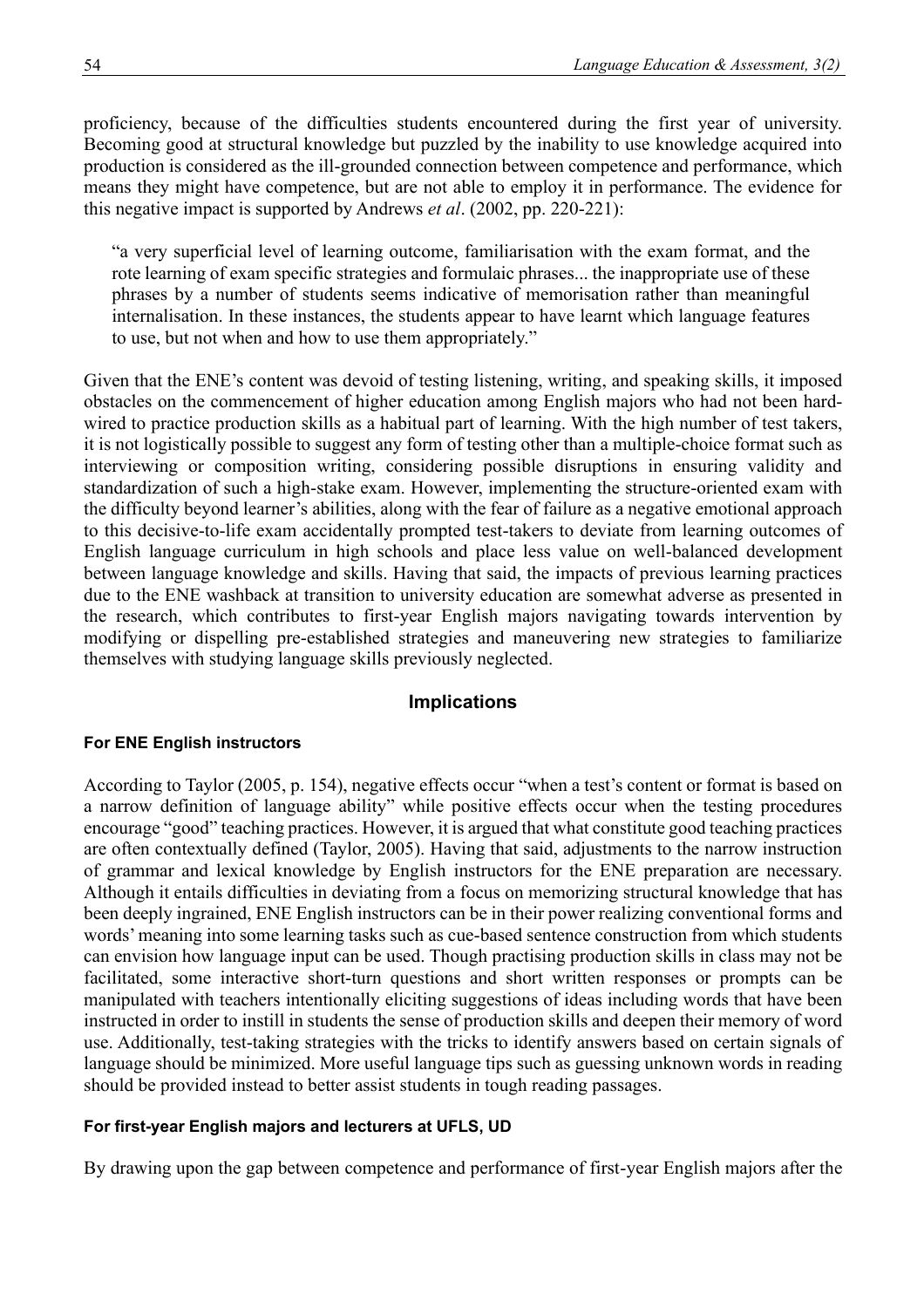proficiency, because of the difficulties students encountered during the first year of university. Becoming good at structural knowledge but puzzled by the inability to use knowledge acquired into production is considered as the ill-grounded connection between competence and performance, which means they might have competence, but are not able to employ it in performance. The evidence for this negative impact is supported by Andrews *et al*. (2002, pp. 220-221):

> "a very superficial level of learning outcome, familiarisation with the exam format, and the rote learning of exam specific strategies and formulaic phrases... the inappropriate use of these phrases by a number of students seems indicative of memorisation rather than meaningful internalisation. In these instances, the students appear to have learnt which language features to use, but not when and how to use them appropriately."

Given that the ENE's content was devoid of testing listening, writing, and speaking skills, it imposed obstacles on the commencement of higher education among English majors who had not been hard-wired to practice production skills as a habitual part of learning. With the high number of test takers, it is not logistically possible to suggest any form of testing other than a multiple-choice format such as interviewing or composition writing, considering possible disruptions in ensuring validity and standardization of such a high-stake exam. However, implementing the structure-oriented exam with the difficulty beyond learner's abilities, along with the fear of failure as a negative emotional approach to this decisive-to-life exam accidentally prompted test-takers to deviate from learning outcomes of English language curriculum in high schools and place less value on well-balanced development between language knowledge and skills. Having that said, the impacts of previous learning practices due to the ENE washback at transition to university education are somewhat adverse as presented in the research, which contributes to first-year English majors navigating towards intervention by modifying or dispelling pre-established strategies and maneuvering new strategies to familiarize themselves with studying language skills previously neglected.

## Implications

### For ENE English instructors

According to Taylor (2005, p. 154), negative effects occur "when a test's content or format is based on a narrow definition of language ability" while positive effects occur when the testing procedures encourage "good" teaching practices. However, it is argued that what constitute good teaching practices are often contextually defined (Taylor, 2005). Having that said, adjustments to the narrow instruction of grammar and lexical knowledge by English instructors for the ENE preparation are necessary. Although it entails difficulties in deviating from a focus on memorizing structural knowledge that has been deeply ingrained, ENE English instructors can be in their power realizing conventional forms and words' meaning into some learning tasks such as cue-based sentence construction from which students can envision how language input can be used. Though practising production skills in class may not be facilitated, some interactive short-turn questions and short written responses or prompts can be manipulated with teachers intentionally eliciting suggestions of ideas including words that have been instructed in order to instill in students the sense of production skills and deepen their memory of word use. Additionally, test-taking strategies with the tricks to identify answers based on certain signals of language should be minimized. More useful language tips such as guessing unknown words in reading should be provided instead to better assist students in tough reading passages.

### For first-year English majors and lecturers at UFLS, UD

By drawing upon the gap between competence and performance of first-year English majors after the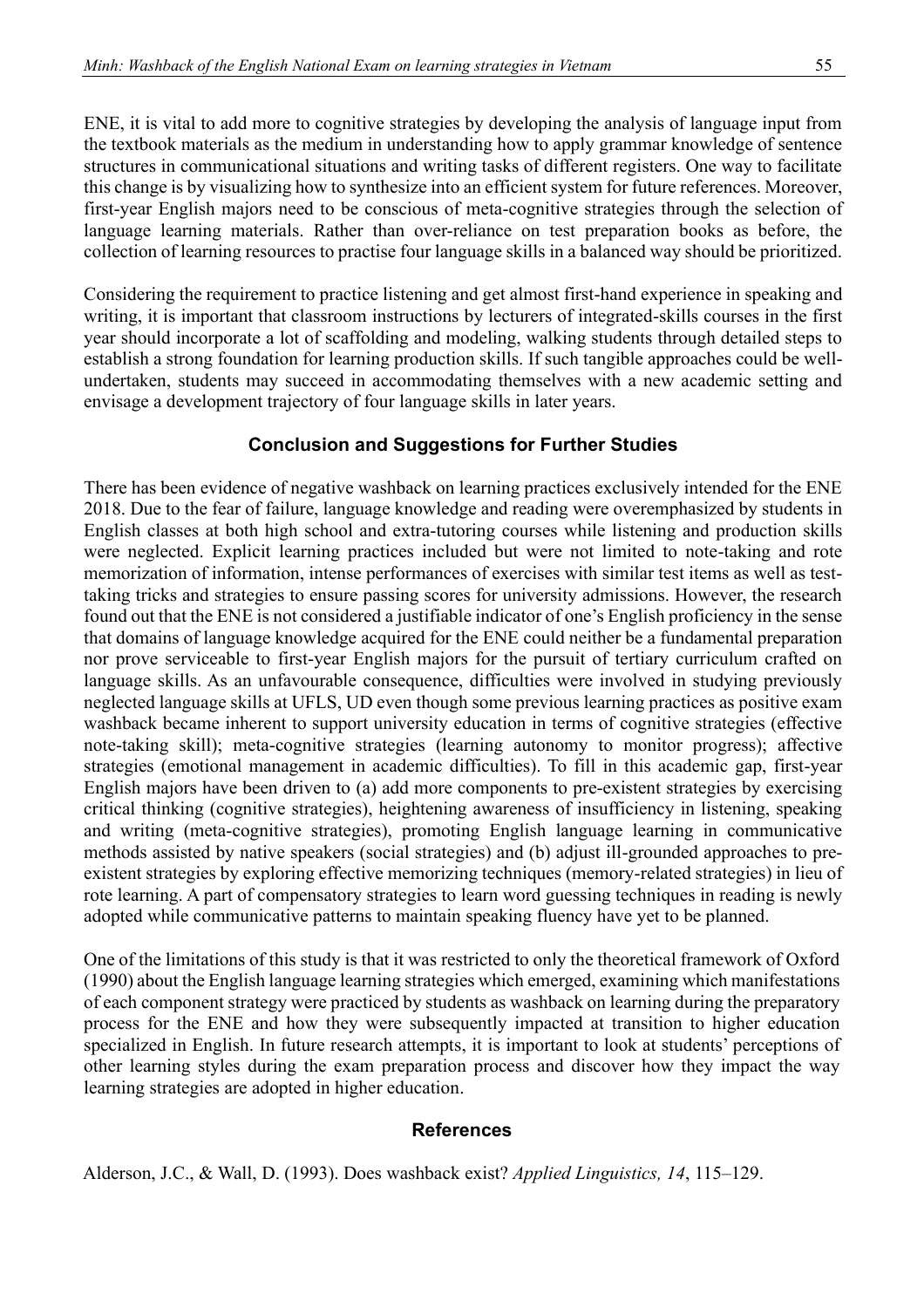ENE, it is vital to add more to cognitive strategies by developing the analysis of language input from the textbook materials as the medium in understanding how to apply grammar knowledge of sentence structures in communicational situations and writing tasks of different registers. One way to facilitate this change is by visualizing how to synthesize into an efficient system for future references. Moreover, first-year English majors need to be conscious of meta-cognitive strategies through the selection of language learning materials. Rather than over-reliance on test preparation books as before, the collection of learning resources to practise four language skills in a balanced way should be prioritized.

Considering the requirement to practice listening and get almost first-hand experience in speaking and writing, it is important that classroom instructions by lecturers of integrated-skills courses in the first year should incorporate a lot of scaffolding and modeling, walking students through detailed steps to establish a strong foundation for learning production skills. If such tangible approaches could be well-undertaken, students may succeed in accommodating themselves with a new academic setting and envisage a development trajectory of four language skills in later years.

## Conclusion and Suggestions for Further Studies

There has been evidence of negative washback on learning practices exclusively intended for the ENE 2018. Due to the fear of failure, language knowledge and reading were overemphasized by students in English classes at both high school and extra-tutoring courses while listening and production skills were neglected. Explicit learning practices included but were not limited to note-taking and rote memorization of information, intense performances of exercises with similar test items as well as test-taking tricks and strategies to ensure passing scores for university admissions. However, the research found out that the ENE is not considered a justifiable indicator of one's English proficiency in the sense that domains of language knowledge acquired for the ENE could neither be a fundamental preparation nor prove serviceable to first-year English majors for the pursuit of tertiary curriculum crafted on language skills. As an unfavourable consequence, difficulties were involved in studying previously neglected language skills at UFLS, UD even though some previous learning practices as positive exam washback became inherent to support university education in terms of cognitive strategies (effective note-taking skill); meta-cognitive strategies (learning autonomy to monitor progress); affective strategies (emotional management in academic difficulties). To fill in this academic gap, first-year English majors have been driven to (a) add more components to pre-existent strategies by exercising critical thinking (cognitive strategies), heightening awareness of insufficiency in listening, speaking and writing (meta-cognitive strategies), promoting English language learning in communicative methods assisted by native speakers (social strategies) and (b) adjust ill-grounded approaches to pre-existent strategies by exploring effective memorizing techniques (memory-related strategies) in lieu of rote learning. A part of compensatory strategies to learn word guessing techniques in reading is newly adopted while communicative patterns to maintain speaking fluency have yet to be planned.

One of the limitations of this study is that it was restricted to only the theoretical framework of Oxford (1990) about the English language learning strategies which emerged, examining which manifestations of each component strategy were practiced by students as washback on learning during the preparatory process for the ENE and how they were subsequently impacted at transition to higher education specialized in English. In future research attempts, it is important to look at students' perceptions of other learning styles during the exam preparation process and discover how they impact the way learning strategies are adopted in higher education.

## References

Alderson, J.C., & Wall, D. (1993). Does washback exist? *Applied Linguistics, 14*, 115–129.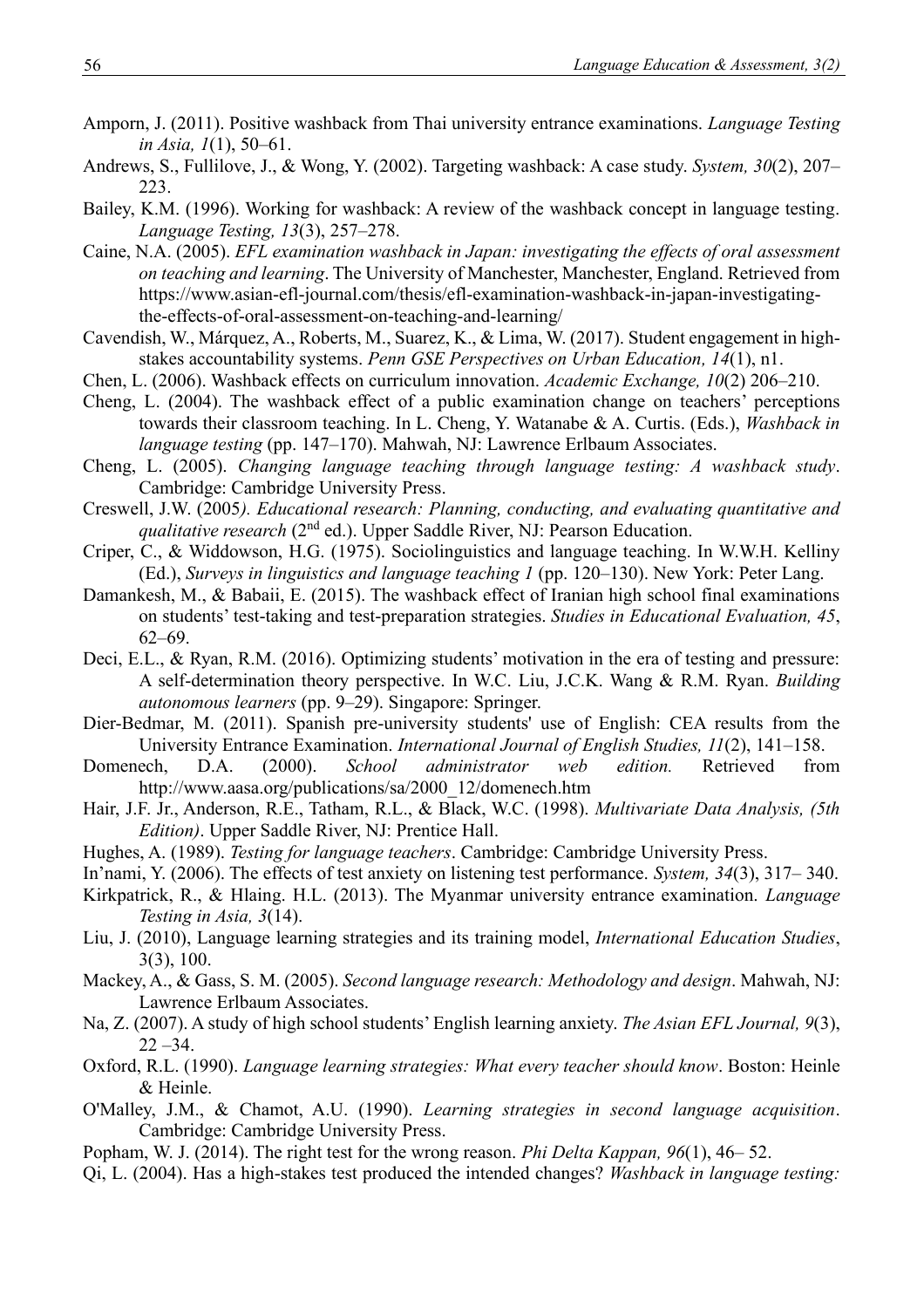Amporn, J. (2011). Positive washback from Thai university entrance examinations. *Language Testing in Asia, 1*(1), 50–61.

Andrews, S., Fullilove, J., & Wong, Y. (2002). Targeting washback: A case study. *System, 30*(2), 207–223.

Bailey, K.M. (1996). Working for washback: A review of the washback concept in language testing. *Language Testing, 13*(3), 257–278.

Caine, N.A. (2005). *EFL examination washback in Japan: investigating the effects of oral assessment on teaching and learning*. The University of Manchester, Manchester, England. Retrieved from https://www.asian-efl-journal.com/thesis/efl-examination-washback-in-japan-investigating-the-effects-of-oral-assessment-on-teaching-and-learning/

Cavendish, W., Márquez, A., Roberts, M., Suarez, K., & Lima, W. (2017). Student engagement in high-stakes accountability systems. *Penn GSE Perspectives on Urban Education, 14*(1), n1.

Chen, L. (2006). Washback effects on curriculum innovation. *Academic Exchange, 10*(2) 206–210.

Cheng, L. (2004). The washback effect of a public examination change on teachers' perceptions towards their classroom teaching. In L. Cheng, Y. Watanabe & A. Curtis. (Eds.), *Washback in language testing* (pp. 147–170). Mahwah, NJ: Lawrence Erlbaum Associates.

Cheng, L. (2005). *Changing language teaching through language testing: A washback study*. Cambridge: Cambridge University Press.

Creswell, J.W. (2005*). Educational research: Planning, conducting, and evaluating quantitative and qualitative research* (2nd ed.). Upper Saddle River, NJ: Pearson Education.

Criper, C., & Widdowson, H.G. (1975). Sociolinguistics and language teaching. In W.W.H. Kelliny (Ed.), *Surveys in linguistics and language teaching 1* (pp. 120–130). New York: Peter Lang.

Damankesh, M., & Babaii, E. (2015). The washback effect of Iranian high school final examinations on students' test-taking and test-preparation strategies. *Studies in Educational Evaluation, 45*, 62–69.

Deci, E.L., & Ryan, R.M. (2016). Optimizing students' motivation in the era of testing and pressure: A self-determination theory perspective. In W.C. Liu, J.C.K. Wang & R.M. Ryan. *Building autonomous learners* (pp. 9–29). Singapore: Springer.

Dier-Bedmar, M. (2011). Spanish pre-university students' use of English: CEA results from the University Entrance Examination. *International Journal of English Studies, 11*(2), 141–158.

Domenech, D.A. (2000). *School administrator web edition.* Retrieved from http://www.aasa.org/publications/sa/2000_12/domenech.htm

Hair, J.F. Jr., Anderson, R.E., Tatham, R.L., & Black, W.C. (1998). *Multivariate Data Analysis, (5th Edition)*. Upper Saddle River, NJ: Prentice Hall.

Hughes, A. (1989). *Testing for language teachers*. Cambridge: Cambridge University Press.

In'nami, Y. (2006). The effects of test anxiety on listening test performance. *System, 34*(3), 317– 340.

Kirkpatrick, R., & Hlaing. H.L. (2013). The Myanmar university entrance examination. *Language Testing in Asia, 3*(14).

Liu, J. (2010), Language learning strategies and its training model, *International Education Studies*, 3(3), 100.

Mackey, A., & Gass, S. M. (2005). *Second language research: Methodology and design*. Mahwah, NJ: Lawrence Erlbaum Associates.

Na, Z. (2007). A study of high school students' English learning anxiety. *The Asian EFL Journal, 9*(3), 22 –34.

Oxford, R.L. (1990). *Language learning strategies: What every teacher should know*. Boston: Heinle & Heinle.

O'Malley, J.M., & Chamot, A.U. (1990). *Learning strategies in second language acquisition*. Cambridge: Cambridge University Press.

Popham, W. J. (2014). The right test for the wrong reason. *Phi Delta Kappan, 96*(1), 46– 52.

Qi, L. (2004). Has a high-stakes test produced the intended changes? *Washback in language testing:*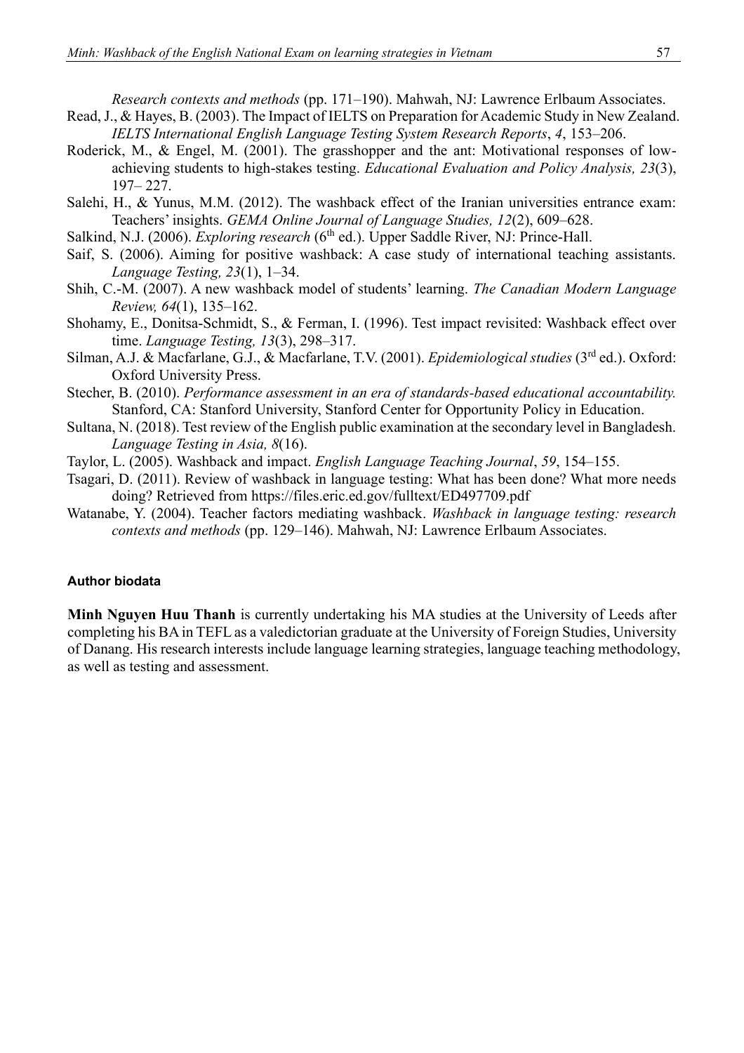*Research contexts and methods* (pp. 171–190). Mahwah, NJ: Lawrence Erlbaum Associates.

Read, J., & Hayes, B. (2003). The Impact of IELTS on Preparation for Academic Study in New Zealand. *IELTS International English Language Testing System Research Reports*, *4*, 153–206.

Roderick, M., & Engel, M. (2001). The grasshopper and the ant: Motivational responses of low-achieving students to high-stakes testing. *Educational Evaluation and Policy Analysis, 23*(3), 197– 227.

Salehi, H., & Yunus, M.M. (2012). The washback effect of the Iranian universities entrance exam: Teachers' insights. *GEMA Online Journal of Language Studies, 12*(2), 609–628.

Salkind, N.J. (2006). *Exploring research* (6th ed.). Upper Saddle River, NJ: Prince-Hall.

Saif, S. (2006). Aiming for positive washback: A case study of international teaching assistants. *Language Testing, 23*(1), 1–34.

Shih, C.-M. (2007). A new washback model of students' learning. *The Canadian Modern Language Review, 64*(1), 135–162.

Shohamy, E., Donitsa-Schmidt, S., & Ferman, I. (1996). Test impact revisited: Washback effect over time. *Language Testing, 13*(3), 298–317.

Silman, A.J. & Macfarlane, G.J., & Macfarlane, T.V. (2001). *Epidemiological studies* (3rd ed.). Oxford: Oxford University Press.

Stecher, B. (2010). *Performance assessment in an era of standards-based educational accountability.* Stanford, CA: Stanford University, Stanford Center for Opportunity Policy in Education.

Sultana, N. (2018). Test review of the English public examination at the secondary level in Bangladesh. *Language Testing in Asia, 8*(16).

Taylor, L. (2005). Washback and impact. *English Language Teaching Journal*, *59*, 154–155.

Tsagari, D. (2011). Review of washback in language testing: What has been done? What more needs doing? Retrieved from https://files.eric.ed.gov/fulltext/ED497709.pdf

Watanabe, Y. (2004). Teacher factors mediating washback. *Washback in language testing: research contexts and methods* (pp. 129–146). Mahwah, NJ: Lawrence Erlbaum Associates.

#### Author biodata

**Minh Nguyen Huu Thanh** is currently undertaking his MA studies at the University of Leeds after completing his BA in TEFL as a valedictorian graduate at the University of Foreign Studies, University of Danang. His research interests include language learning strategies, language teaching methodology, as well as testing and assessment.